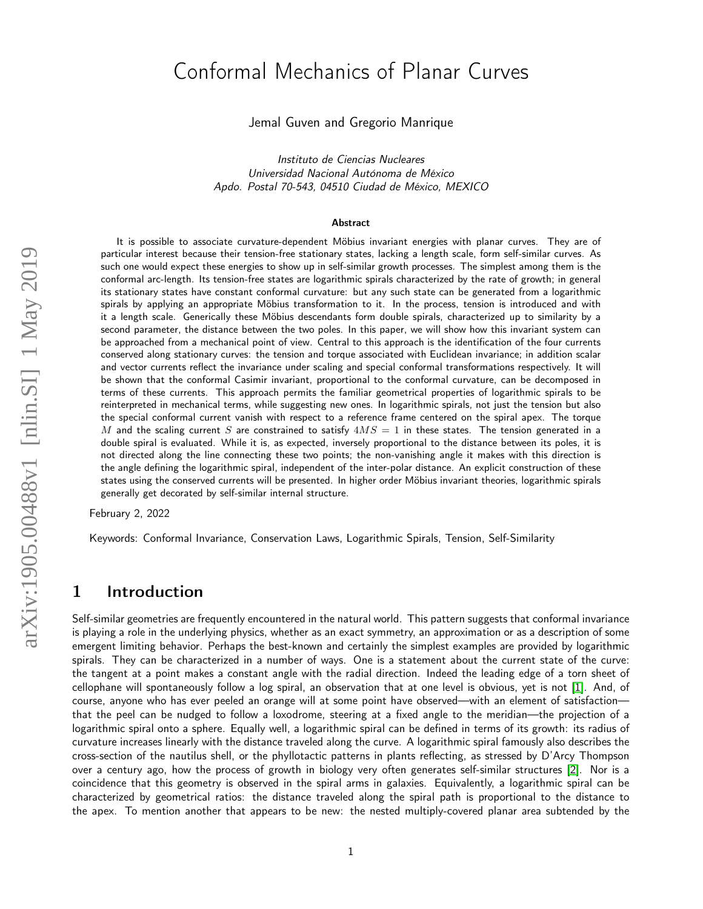# Conformal Mechanics of Planar Curves

Jemal Guven and Gregorio Manrique

*Instituto de Ciencias Nucleares*
*Universidad Nacional Autónoma de México*
*Apdo. Postal 70-543, 04510 Ciudad de México, MEXICO*

### Abstract

It is possible to associate curvature-dependent Möbius invariant energies with planar curves. They are of particular interest because their tension-free stationary states, lacking a length scale, form self-similar curves. As such one would expect these energies to show up in self-similar growth processes. The simplest among them is the conformal arc-length. Its tension-free states are logarithmic spirals characterized by the rate of growth; in general its stationary states have constant conformal curvature: but any such state can be generated from a logarithmic spirals by applying an appropriate Möbius transformation to it. In the process, tension is introduced and with it a length scale. Generically these Möbius descendants form double spirals, characterized up to similarity by a second parameter, the distance between the two poles. In this paper, we will show how this invariant system can be approached from a mechanical point of view. Central to this approach is the identification of the four currents conserved along stationary curves: the tension and torque associated with Euclidean invariance; in addition scalar and vector currents reflect the invariance under scaling and special conformal transformations respectively. It will be shown that the conformal Casimir invariant, proportional to the conformal curvature, can be decomposed in terms of these currents. This approach permits the familiar geometrical properties of logarithmic spirals to be reinterpreted in mechanical terms, while suggesting new ones. In logarithmic spirals, not just the tension but also the special conformal current vanish with respect to a reference frame centered on the spiral apex. The torque $M$ and the scaling current $S$ are constrained to satisfy $4MS = 1$ in these states. The tension generated in a double spiral is evaluated. While it is, as expected, inversely proportional to the distance between its poles, it is not directed along the line connecting these two points; the non-vanishing angle it makes with this direction is the angle defining the logarithmic spiral, independent of the inter-polar distance. An explicit construction of these states using the conserved currents will be presented. In higher order Möbius invariant theories, logarithmic spirals generally get decorated by self-similar internal structure.

February 2, 2022

Keywords: Conformal Invariance, Conservation Laws, Logarithmic Spirals, Tension, Self-Similarity

## 1 Introduction

Self-similar geometries are frequently encountered in the natural world. This pattern suggests that conformal invariance is playing a role in the underlying physics, whether as an exact symmetry, an approximation or as a description of some emergent limiting behavior. Perhaps the best-known and certainly the simplest examples are provided by logarithmic spirals. They can be characterized in a number of ways. One is a statement about the current state of the curve: the tangent at a point makes a constant angle with the radial direction. Indeed the leading edge of a torn sheet of cellophane will spontaneously follow a log spiral, an observation that at one level is obvious, yet is not [1]. And, of course, anyone who has ever peeled an orange will at some point have observed—with an element of satisfaction—that the peel can be nudged to follow a loxodrome, steering at a fixed angle to the meridian—the projection of a logarithmic spiral onto a sphere. Equally well, a logarithmic spiral can be defined in terms of its growth: its radius of curvature increases linearly with the distance traveled along the curve. A logarithmic spiral famously also describes the cross-section of the nautilus shell, or the phyllotactic patterns in plants reflecting, as stressed by D'Arcy Thompson over a century ago, how the process of growth in biology very often generates self-similar structures [2]. Nor is a coincidence that this geometry is observed in the spiral arms in galaxies. Equivalently, a logarithmic spiral can be characterized by geometrical ratios: the distance traveled along the spiral path is proportional to the distance to the apex. To mention another that appears to be new: the nested multiply-covered planar area subtended by the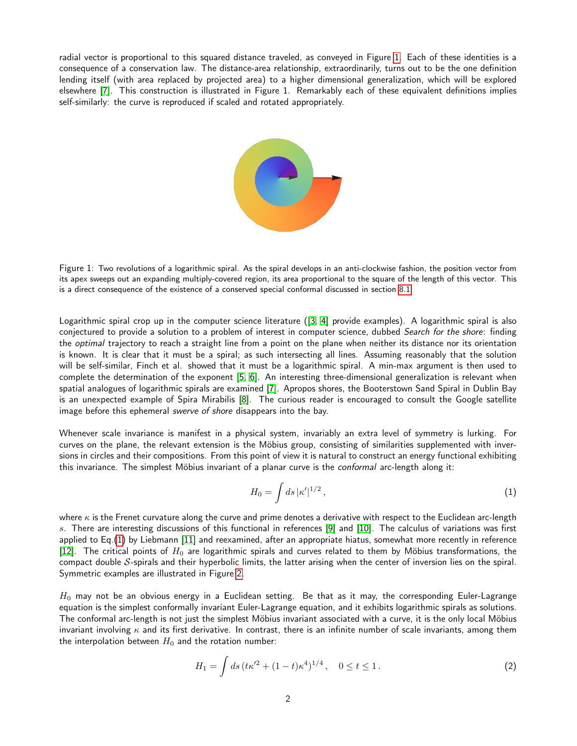radial vector is proportional to this squared distance traveled, as conveyed in Figure 1. Each of these identities is a consequence of a conservation law. The distance-area relationship, extraordinarily, turns out to be the one definition lending itself (with area replaced by projected area) to a higher dimensional generalization, which will be explored elsewhere [7]. This construction is illustrated in Figure 1. Remarkably each of these equivalent definitions implies self-similarly: the curve is reproduced if scaled and rotated appropriately.

Figure 1: Two revolutions of a logarithmic spiral. As the spiral develops in an anti-clockwise fashion, the position vector from its apex sweeps out an expanding multiply-covered region, its area proportional to the square of the length of this vector. This is a direct consequence of the existence of a conserved special conformal discussed in section 8.1.

Logarithmic spiral crop up in the computer science literature ([3, 4] provide examples). A logarithmic spiral is also conjectured to provide a solution to a problem of interest in computer science, dubbed *Search for the shore*: finding the *optimal* trajectory to reach a straight line from a point on the plane when neither its distance nor its orientation is known. It is clear that it must be a spiral; as such intersecting all lines. Assuming reasonably that the solution will be self-similar, Finch et al. showed that it must be a logarithmic spiral. A min-max argument is then used to complete the determination of the exponent [5, 6]. An interesting three-dimensional generalization is relevant when spatial analogues of logarithmic spirals are examined [7]. Apropos shores, the Booterstown Sand Spiral in Dublin Bay is an unexpected example of Spira Mirabilis [8]. The curious reader is encouraged to consult the Google satellite image before this ephemeral *swerve of shore* disappears into the bay.

Whenever scale invariance is manifest in a physical system, invariably an extra level of symmetry is lurking. For curves on the plane, the relevant extension is the Möbius group, consisting of similarities supplemented with inversions in circles and their compositions. From this point of view it is natural to construct an energy functional exhibiting this invariance. The simplest Möbius invariant of a planar curve is the *conformal* arc-length along it:

$$H_0 = \int ds \, |\kappa'|^{1/2} \,, \tag{1}$$

where $\kappa$ is the Frenet curvature along the curve and prime denotes a derivative with respect to the Euclidean arc-length $s$. There are interesting discussions of this functional in references [9] and [10]. The calculus of variations was first applied to Eq.(1) by Liebmann [11] and reexamined, after an appropriate hiatus, somewhat more recently in reference [12]. The critical points of $H_0$ are logarithmic spirals and curves related to them by Möbius transformations, the compact double $\mathcal{S}$-spirals and their hyperbolic limits, the latter arising when the center of inversion lies on the spiral. Symmetric examples are illustrated in Figure 2.

$H_0$ may not be an obvious energy in a Euclidean setting. Be that as it may, the corresponding Euler-Lagrange equation is the simplest conformally invariant Euler-Lagrange equation, and it exhibits logarithmic spirals as solutions. The conformal arc-length is not just the simplest Möbius invariant associated with a curve, it is the only local Möbius invariant involving $\kappa$ and its first derivative. In contrast, there is an infinite number of scale invariants, among them the interpolation between $H_0$ and the rotation number:

$$H_1 = \int ds \, (t\kappa'^2 + (1-t)\kappa^4)^{1/4} \,, \quad 0 \leq t \leq 1 \,. \tag{2}$$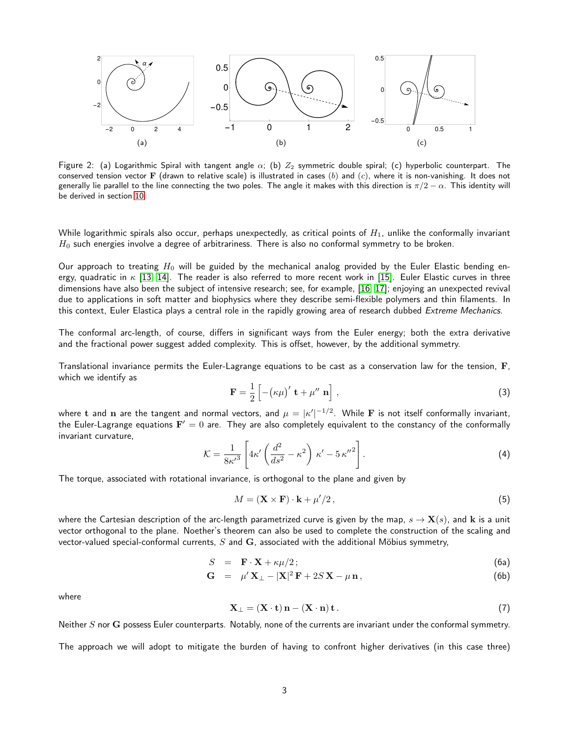Figure 2: (a) Logarithmic Spiral with tangent angle $\alpha$; (b) $Z_2$ symmetric double spiral; (c) hyperbolic counterpart. The conserved tension vector $\mathbf{F}$ (drawn to relative scale) is illustrated in cases $(b)$ and $(c)$, where it is non-vanishing. It does not generally lie parallel to the line connecting the two poles. The angle it makes with this direction is $\pi/2 - \alpha$. This identity will be derived in section 10.

While logarithmic spirals also occur, perhaps unexpectedly, as critical points of $H_1$, unlike the conformally invariant $H_0$ such energies involve a degree of arbitrariness. There is also no conformal symmetry to be broken.

Our approach to treating $H_0$ will be guided by the mechanical analog provided by the Euler Elastic bending energy, quadratic in $\kappa$ [13, 14]. The reader is also referred to more recent work in [15]. Euler Elastic curves in three dimensions have also been the subject of intensive research; see, for example, [16, 17]; enjoying an unexpected revival due to applications in soft matter and biophysics where they describe semi-flexible polymers and thin filaments. In this context, Euler Elastica plays a central role in the rapidly growing area of research dubbed *Extreme Mechanics*.

The conformal arc-length, of course, differs in significant ways from the Euler energy; both the extra derivative and the fractional power suggest added complexity. This is offset, however, by the additional symmetry.

Translational invariance permits the Euler-Lagrange equations to be cast as a conservation law for the tension, $\mathbf{F}$, which we identify as

$$\mathbf{F} = \frac{1}{2}\left[-(\kappa\mu)'\,\mathbf{t} + \mu''\,\mathbf{n}\right], \tag{3}$$

where $\mathbf{t}$ and $\mathbf{n}$ are the tangent and normal vectors, and $\mu = |\kappa'|^{-1/2}$. While $\mathbf{F}$ is not itself conformally invariant, the Euler-Lagrange equations $\mathbf{F}' = 0$ are. They are also completely equivalent to the constancy of the conformally invariant curvature,

$$\mathcal{K} = \frac{1}{8\kappa'^3}\left[4\kappa'\left(\frac{d^2}{ds^2} - \kappa^2\right)\kappa' - 5\,\kappa''^2\right]. \tag{4}$$

The torque, associated with rotational invariance, is orthogonal to the plane and given by

$$M = (\mathbf{X}\times\mathbf{F})\cdot\mathbf{k} + \mu'/2\,, \tag{5}$$

where the Cartesian description of the arc-length parametrized curve is given by the map, $s \to \mathbf{X}(s)$, and $\mathbf{k}$ is a unit vector orthogonal to the plane. Noether's theorem can also be used to complete the construction of the scaling and vector-valued special-conformal currents, $S$ and $\mathbf{G}$, associated with the additional Möbius symmetry,

$$S = \mathbf{F}\cdot\mathbf{X} + \kappa\mu/2\,; \tag{6a}$$

$$\mathbf{G} = \mu'\,\mathbf{X}_\perp - |\mathbf{X}|^2\,\mathbf{F} + 2S\,\mathbf{X} - \mu\,\mathbf{n}\,, \tag{6b}$$

where

$$\mathbf{X}_\perp = (\mathbf{X}\cdot\mathbf{t})\,\mathbf{n} - (\mathbf{X}\cdot\mathbf{n})\,\mathbf{t}\,. \tag{7}$$

Neither $S$ nor $\mathbf{G}$ possess Euler counterparts. Notably, none of the currents are invariant under the conformal symmetry.

The approach we will adopt to mitigate the burden of having to confront higher derivatives (in this case three)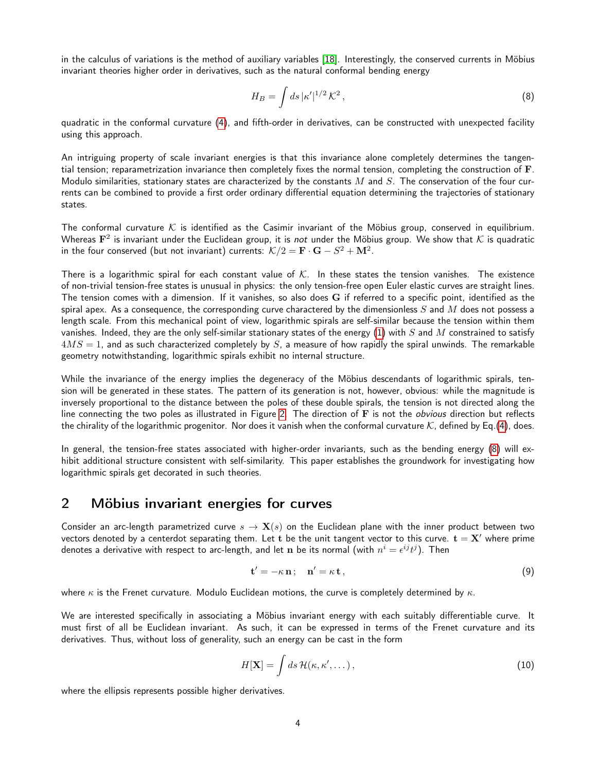in the calculus of variations is the method of auxiliary variables [18]. Interestingly, the conserved currents in Möbius invariant theories higher order in derivatives, such as the natural conformal bending energy

$$H_B = \int ds\, |\kappa'|^{1/2}\, \mathcal{K}^2\,, \tag{8}$$

quadratic in the conformal curvature (4), and fifth-order in derivatives, can be constructed with unexpected facility using this approach.

An intriguing property of scale invariant energies is that this invariance alone completely determines the tangential tension; reparametrization invariance then completely fixes the normal tension, completing the construction of $\mathbf{F}$. Modulo similarities, stationary states are characterized by the constants $M$ and $S$. The conservation of the four currents can be combined to provide a first order ordinary differential equation determining the trajectories of stationary states.

The conformal curvature $\mathcal{K}$ is identified as the Casimir invariant of the Möbius group, conserved in equilibrium. Whereas $\mathbf{F}^2$ is invariant under the Euclidean group, it is *not* under the Möbius group. We show that $\mathcal{K}$ is quadratic in the four conserved (but not invariant) currents: $\mathcal{K}/2 = \mathbf{F}\cdot\mathbf{G} - S^2 + \mathbf{M}^2$.

There is a logarithmic spiral for each constant value of $\mathcal{K}$. In these states the tension vanishes. The existence of non-trivial tension-free states is unusual in physics: the only tension-free open Euler elastic curves are straight lines. The tension comes with a dimension. If it vanishes, so also does $\mathbf{G}$ if referred to a specific point, identified as the spiral apex. As a consequence, the corresponding curve charactered by the dimensionless $S$ and $M$ does not possess a length scale. From this mechanical point of view, logarithmic spirals are self-similar because the tension within them vanishes. Indeed, they are the only self-similar stationary states of the energy (1) with $S$ and $M$ constrained to satisfy $4MS = 1$, and as such characterized completely by $S$, a measure of how rapidly the spiral unwinds. The remarkable geometry notwithstanding, logarithmic spirals exhibit no internal structure.

While the invariance of the energy implies the degeneracy of the Möbius descendants of logarithmic spirals, tension will be generated in these states. The pattern of its generation is not, however, obvious: while the magnitude is inversely proportional to the distance between the poles of these double spirals, the tension is not directed along the line connecting the two poles as illustrated in Figure 2. The direction of $\mathbf{F}$ is not the *obvious* direction but reflects the chirality of the logarithmic progenitor. Nor does it vanish when the conformal curvature $\mathcal{K}$, defined by Eq.(4), does.

In general, the tension-free states associated with higher-order invariants, such as the bending energy (8) will exhibit additional structure consistent with self-similarity. This paper establishes the groundwork for investigating how logarithmic spirals get decorated in such theories.

## 2 Möbius invariant energies for curves

Consider an arc-length parametrized curve $s \to \mathbf{X}(s)$ on the Euclidean plane with the inner product between two vectors denoted by a centerdot separating them. Let $\mathbf{t}$ be the unit tangent vector to this curve. $\mathbf{t} = \mathbf{X}'$ where prime denotes a derivative with respect to arc-length, and let $\mathbf{n}$ be its normal (with $n^i = \epsilon^{ij} t^j$). Then

$$\mathbf{t}' = -\kappa\, \mathbf{n}\,; \quad \mathbf{n}' = \kappa\, \mathbf{t}\,, \tag{9}$$

where $\kappa$ is the Frenet curvature. Modulo Euclidean motions, the curve is completely determined by $\kappa$.

We are interested specifically in associating a Möbius invariant energy with each suitably differentiable curve. It must first of all be Euclidean invariant. As such, it can be expressed in terms of the Frenet curvature and its derivatives. Thus, without loss of generality, such an energy can be cast in the form

$$H[\mathbf{X}] = \int ds\, \mathcal{H}(\kappa, \kappa', \dots)\,, \tag{10}$$

where the ellipsis represents possible higher derivatives.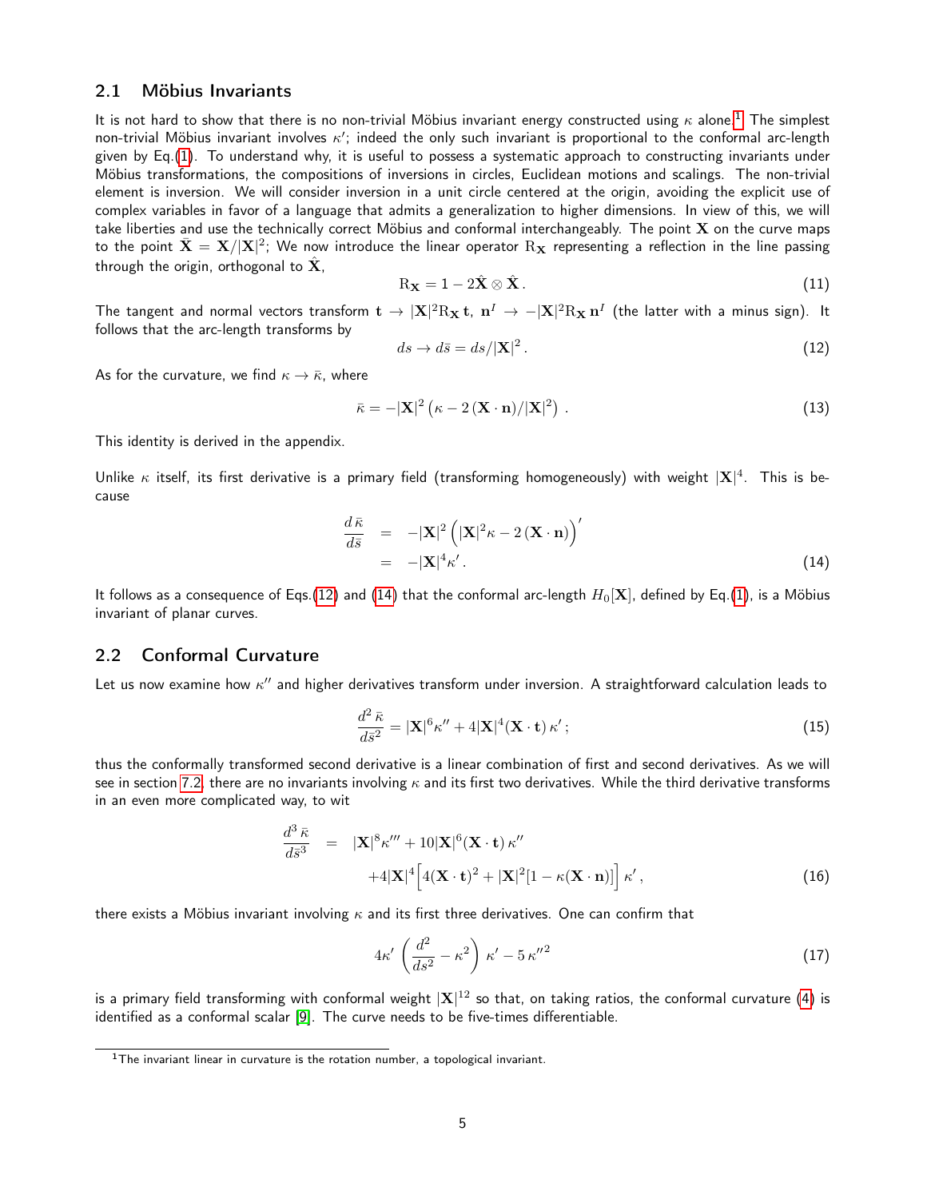## 2.1 Möbius Invariants

It is not hard to show that there is no non-trivial Möbius invariant energy constructed using $\kappa$ alone.[1] The simplest non-trivial Möbius invariant involves $\kappa'$; indeed the only such invariant is proportional to the conformal arc-length given by Eq.(1). To understand why, it is useful to possess a systematic approach to constructing invariants under Möbius transformations, the compositions of inversions in circles, Euclidean motions and scalings. The non-trivial element is inversion. We will consider inversion in a unit circle centered at the origin, avoiding the explicit use of complex variables in favor of a language that admits a generalization to higher dimensions. In view of this, we will take liberties and use the technically correct Möbius and conformal interchangeably. The point $\mathbf{X}$ on the curve maps to the point $\bar{\mathbf{X}} = \mathbf{X}/|\mathbf{X}|^2$; We now introduce the linear operator $\mathrm{R}_{\mathbf{X}}$ representing a reflection in the line passing through the origin, orthogonal to $\hat{\mathbf{X}}$,

$$
\mathrm{R}_{\mathbf{X}} = 1 - 2\hat{\mathbf{X}} \otimes \hat{\mathbf{X}} \,. \tag{11}
$$

The tangent and normal vectors transform $\mathbf{t} \to |\mathbf{X}|^2 \mathrm{R}_{\mathbf{X}}\,\mathbf{t}$, $\mathbf{n}^I \to -|\mathbf{X}|^2 \mathrm{R}_{\mathbf{X}}\,\mathbf{n}^I$ (the latter with a minus sign). It follows that the arc-length transforms by

$$
ds \to d\bar{s} = ds/|\mathbf{X}|^2 \,. \tag{12}
$$

As for the curvature, we find $\kappa \to \bar{\kappa}$, where

$$
\bar{\kappa} = -|\mathbf{X}|^2 \left(\kappa - 2\,(\mathbf{X}\cdot\mathbf{n})/|\mathbf{X}|^2\right) \,. \tag{13}
$$

This identity is derived in the appendix.

Unlike $\kappa$ itself, its first derivative is a primary field (transforming homogeneously) with weight $|\mathbf{X}|^4$. This is because

$$
\begin{aligned}
\frac{d\,\bar{\kappa}}{d\bar{s}} &= -|\mathbf{X}|^2 \left(|\mathbf{X}|^2\kappa - 2\,(\mathbf{X}\cdot\mathbf{n})\right)' \\
&= -|\mathbf{X}|^4 \kappa' \,.
\end{aligned} \tag{14}
$$

It follows as a consequence of Eqs.(12) and (14) that the conformal arc-length $H_0[\mathbf{X}]$, defined by Eq.(1), is a Möbius invariant of planar curves.

## 2.2 Conformal Curvature

Let us now examine how $\kappa''$ and higher derivatives transform under inversion. A straightforward calculation leads to

$$
\frac{d^2\,\bar{\kappa}}{d\bar{s}^2} = |\mathbf{X}|^6 \kappa'' + 4|\mathbf{X}|^4 (\mathbf{X}\cdot\mathbf{t})\,\kappa' \,; \tag{15}
$$

thus the conformally transformed second derivative is a linear combination of first and second derivatives. As we will see in section 7.2, there are no invariants involving $\kappa$ and its first two derivatives. While the third derivative transforms in an even more complicated way, to wit

$$
\begin{aligned}
\frac{d^3\,\bar{\kappa}}{d\bar{s}^3} &= |\mathbf{X}|^8 \kappa''' + 10|\mathbf{X}|^6 (\mathbf{X}\cdot\mathbf{t})\,\kappa'' \\
&\quad + 4|\mathbf{X}|^4 \Big[4(\mathbf{X}\cdot\mathbf{t})^2 + |\mathbf{X}|^2[1 - \kappa(\mathbf{X}\cdot\mathbf{n})]\Big]\,\kappa' \,,
\end{aligned} \tag{16}
$$

there exists a Möbius invariant involving $\kappa$ and its first three derivatives. One can confirm that

$$
4\kappa' \left(\frac{d^2}{ds^2} - \kappa^2\right) \kappa' - 5\,{\kappa''}^2 \tag{17}
$$

is a primary field transforming with conformal weight $|\mathbf{X}|^{12}$ so that, on taking ratios, the conformal curvature (4) is identified as a conformal scalar [9]. The curve needs to be five-times differentiable.

---

[1] The invariant linear in curvature is the rotation number, a topological invariant.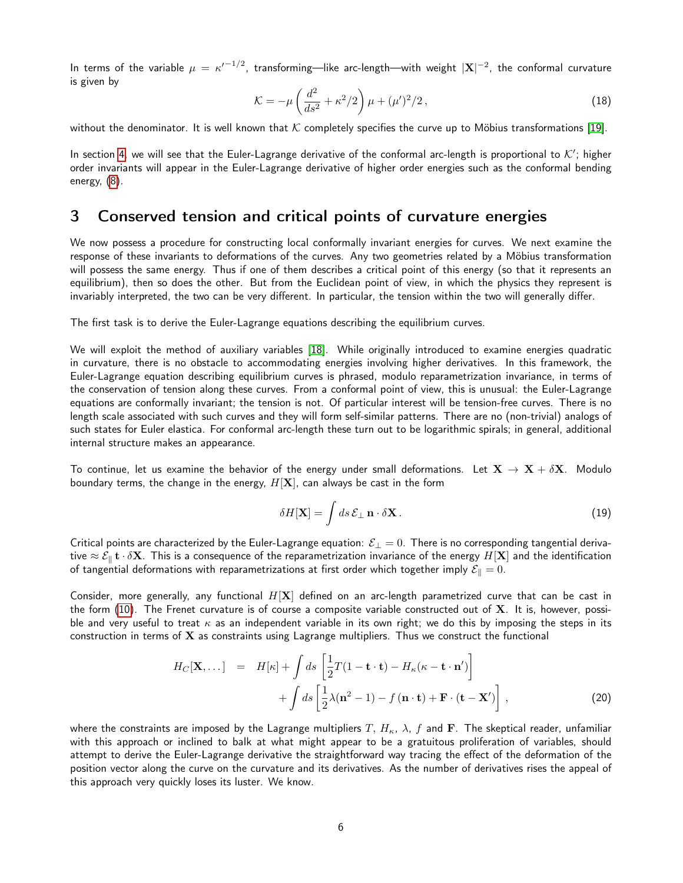In terms of the variable $\mu = \kappa'^{-1/2}$, transforming—like arc-length—with weight $|\mathbf{X}|^{-2}$, the conformal curvature is given by

$$\mathcal{K} = -\mu\left(\frac{d^2}{ds^2} + \kappa^2/2\right)\mu + (\mu')^2/2\,, \tag{18}$$

without the denominator. It is well known that $\mathcal{K}$ completely specifies the curve up to Möbius transformations [19].

In section 4, we will see that the Euler-Lagrange derivative of the conformal arc-length is proportional to $\mathcal{K}'$; higher order invariants will appear in the Euler-Lagrange derivative of higher order energies such as the conformal bending energy, (8).

# 3 Conserved tension and critical points of curvature energies

We now possess a procedure for constructing local conformally invariant energies for curves. We next examine the response of these invariants to deformations of the curves. Any two geometries related by a Möbius transformation will possess the same energy. Thus if one of them describes a critical point of this energy (so that it represents an equilibrium), then so does the other. But from the Euclidean point of view, in which the physics they represent is invariably interpreted, the two can be very different. In particular, the tension within the two will generally differ.

The first task is to derive the Euler-Lagrange equations describing the equilibrium curves.

We will exploit the method of auxiliary variables [18]. While originally introduced to examine energies quadratic in curvature, there is no obstacle to accommodating energies involving higher derivatives. In this framework, the Euler-Lagrange equation describing equilibrium curves is phrased, modulo reparametrization invariance, in terms of the conservation of tension along these curves. From a conformal point of view, this is unusual: the Euler-Lagrange equations are conformally invariant; the tension is not. Of particular interest will be tension-free curves. There is no length scale associated with such curves and they will form self-similar patterns. There are no (non-trivial) analogs of such states for Euler elastica. For conformal arc-length these turn out to be logarithmic spirals; in general, additional internal structure makes an appearance.

To continue, let us examine the behavior of the energy under small deformations. Let $\mathbf{X} \to \mathbf{X} + \delta\mathbf{X}$. Modulo boundary terms, the change in the energy, $H[\mathbf{X}]$, can always be cast in the form

$$\delta H[\mathbf{X}] = \int ds\, \mathcal{E}_\perp\, \mathbf{n}\cdot\delta\mathbf{X}\,. \tag{19}$$

Critical points are characterized by the Euler-Lagrange equation: $\mathcal{E}_\perp = 0$. There is no corresponding tangential derivative $\approx \mathcal{E}_\parallel\, \mathbf{t}\cdot\delta\mathbf{X}$. This is a consequence of the reparametrization invariance of the energy $H[\mathbf{X}]$ and the identification of tangential deformations with reparametrizations at first order which together imply $\mathcal{E}_\parallel = 0$.

Consider, more generally, any functional $H[\mathbf{X}]$ defined on an arc-length parametrized curve that can be cast in the form (10). The Frenet curvature is of course a composite variable constructed out of $\mathbf{X}$. It is, however, possible and very useful to treat $\kappa$ as an independent variable in its own right; we do this by imposing the steps in its construction in terms of $\mathbf{X}$ as constraints using Lagrange multipliers. Thus we construct the functional

$$\begin{aligned} H_C[\mathbf{X},\dots] &= H[\kappa] + \int ds\,\left[\frac{1}{2}T(1-\mathbf{t}\cdot\mathbf{t}) - H_\kappa(\kappa - \mathbf{t}\cdot\mathbf{n}')\right] \\ &\quad + \int ds\,\left[\frac{1}{2}\lambda(\mathbf{n}^2-1) - f\,(\mathbf{n}\cdot\mathbf{t}) + \mathbf{F}\cdot(\mathbf{t}-\mathbf{X}')\right]\,, \end{aligned} \tag{20}$$

where the constraints are imposed by the Lagrange multipliers $T$, $H_\kappa$, $\lambda$, $f$ and $\mathbf{F}$. The skeptical reader, unfamiliar with this approach or inclined to balk at what might appear to be a gratuitous proliferation of variables, should attempt to derive the Euler-Lagrange derivative the straightforward way tracing the effect of the deformation of the position vector along the curve on the curvature and its derivatives. As the number of derivatives rises the appeal of this approach very quickly loses its luster. We know.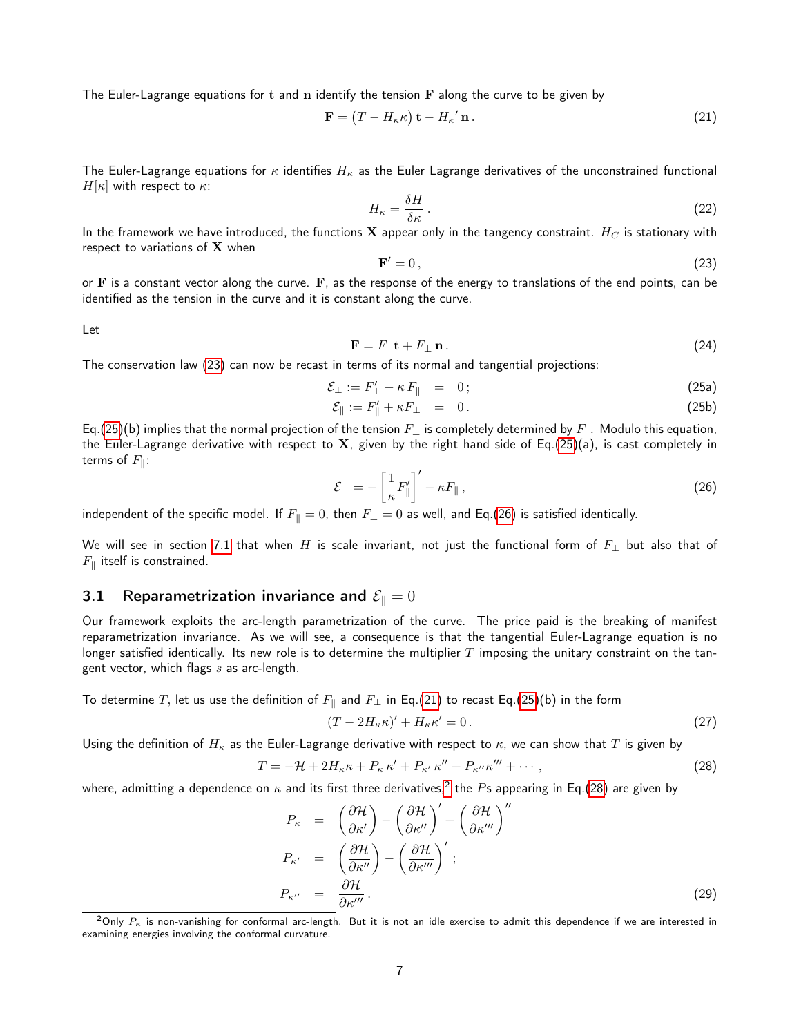The Euler-Lagrange equations for $\mathbf{t}$ and $\mathbf{n}$ identify the tension $\mathbf{F}$ along the curve to be given by

$$\mathbf{F} = (T - H_\kappa \kappa)\, \mathbf{t} - {H_\kappa}'\, \mathbf{n}\,. \tag{21}$$

The Euler-Lagrange equations for $\kappa$ identifies $H_\kappa$ as the Euler Lagrange derivatives of the unconstrained functional $H[\kappa]$ with respect to $\kappa$:

$$H_\kappa = \frac{\delta H}{\delta \kappa}\,. \tag{22}$$

In the framework we have introduced, the functions $\mathbf{X}$ appear only in the tangency constraint. $H_C$ is stationary with respect to variations of $\mathbf{X}$ when

$$\mathbf{F}' = 0\,, \tag{23}$$

or $\mathbf{F}$ is a constant vector along the curve. $\mathbf{F}$, as the response of the energy to translations of the end points, can be identified as the tension in the curve and it is constant along the curve.

Let

$$\mathbf{F} = F_\parallel\, \mathbf{t} + F_\perp\, \mathbf{n}\,. \tag{24}$$

The conservation law (23) can now be recast in terms of its normal and tangential projections:

$$\mathcal{E}_\perp := F_\perp' - \kappa\, F_\parallel \quad = \quad 0\,; \tag{25a}$$

$$\mathcal{E}_\parallel := F_\parallel' + \kappa F_\perp \quad = \quad 0\,. \tag{25b}$$

Eq.(25)(b) implies that the normal projection of the tension $F_\perp$ is completely determined by $F_\parallel$. Modulo this equation, the Euler-Lagrange derivative with respect to $\mathbf{X}$, given by the right hand side of Eq.(25)(a), is cast completely in terms of $F_\parallel$:

$$\mathcal{E}_\perp = -\left[\frac{1}{\kappa} F_\parallel'\right]' - \kappa F_\parallel\,, \tag{26}$$

independent of the specific model. If $F_\parallel = 0$, then $F_\perp = 0$ as well, and Eq.(26) is satisfied identically.

We will see in section 7.1 that when $H$ is scale invariant, not just the functional form of $F_\perp$ but also that of $F_\parallel$ itself is constrained.

## 3.1 Reparametrization invariance and $\mathcal{E}_\parallel = 0$

Our framework exploits the arc-length parametrization of the curve. The price paid is the breaking of manifest reparametrization invariance. As we will see, a consequence is that the tangential Euler-Lagrange equation is no longer satisfied identically. Its new role is to determine the multiplier $T$ imposing the unitary constraint on the tangent vector, which flags $s$ as arc-length.

To determine $T$, let us use the definition of $F_\parallel$ and $F_\perp$ in Eq.(21) to recast Eq.(25)(b) in the form

$$(T - 2H_\kappa \kappa)' + H_\kappa \kappa' = 0\,. \tag{27}$$

Using the definition of $H_\kappa$ as the Euler-Lagrange derivative with respect to $\kappa$, we can show that $T$ is given by

$$T = -\mathcal{H} + 2H_\kappa \kappa + P_\kappa\, \kappa' + P_{\kappa'}\, \kappa'' + P_{\kappa''} \kappa''' + \cdots\,, \tag{28}$$

where, admitting a dependence on $\kappa$ and its first three derivatives[2] the $P$s appearing in Eq.(28) are given by

$$\begin{aligned}
P_\kappa &= \left(\frac{\partial \mathcal{H}}{\partial \kappa'}\right) - \left(\frac{\partial \mathcal{H}}{\partial \kappa''}\right)' + \left(\frac{\partial \mathcal{H}}{\partial \kappa'''}\right)'' \\
P_{\kappa'} &= \left(\frac{\partial \mathcal{H}}{\partial \kappa''}\right) - \left(\frac{\partial \mathcal{H}}{\partial \kappa'''}\right)'\,; \\
P_{\kappa''} &= \frac{\partial \mathcal{H}}{\partial \kappa'''}\,.
\end{aligned} \tag{29}$$

[2]Only $P_\kappa$ is non-vanishing for conformal arc-length. But it is not an idle exercise to admit this dependence if we are interested in examining energies involving the conformal curvature.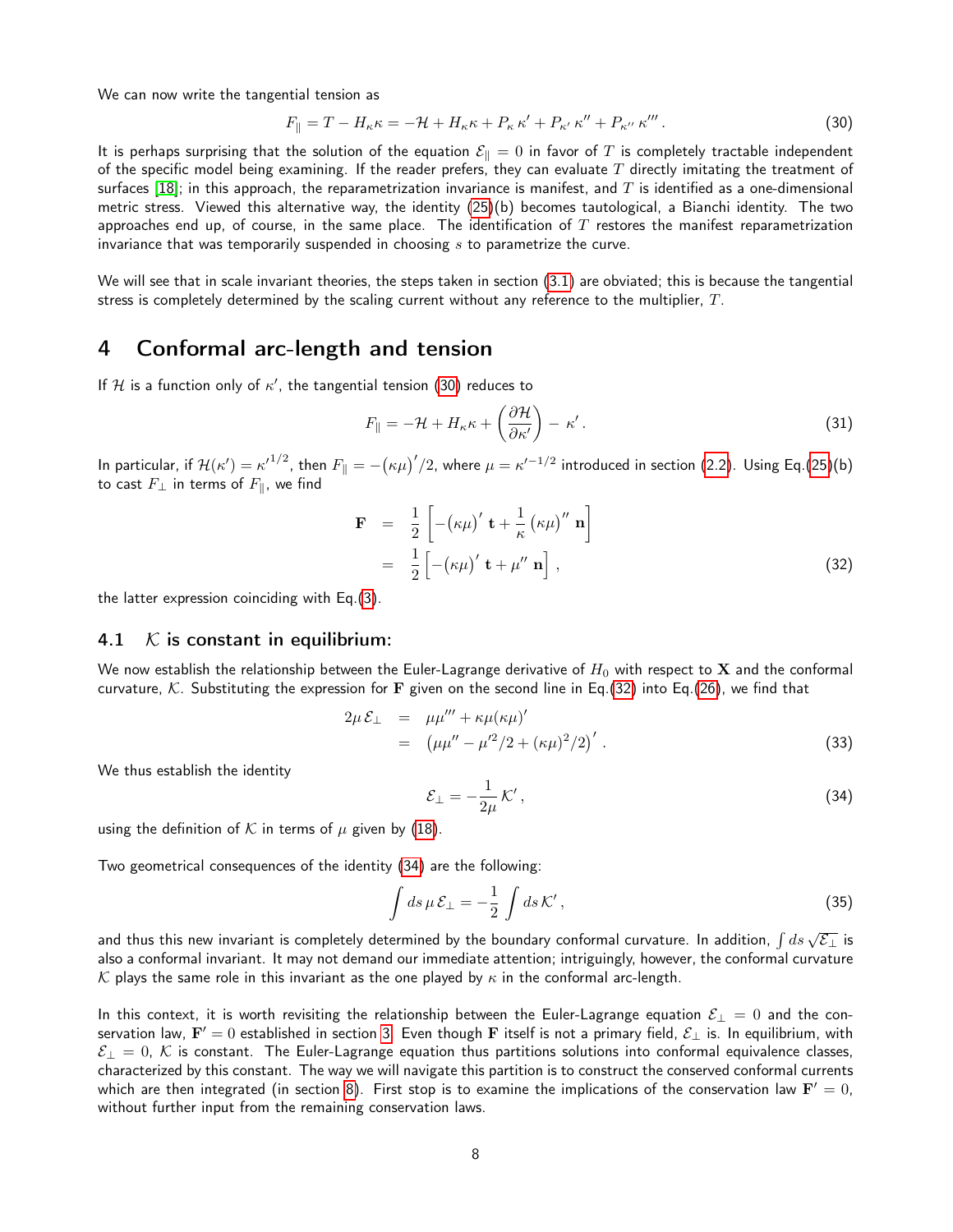We can now write the tangential tension as

$$F_\parallel = T - H_\kappa \kappa = -\mathcal{H} + H_\kappa \kappa + P_\kappa \, \kappa' + P_{\kappa'} \, \kappa'' + P_{\kappa''} \, \kappa''' \,. \tag{30}$$

It is perhaps surprising that the solution of the equation $\mathcal{E}_\parallel = 0$ in favor of $T$ is completely tractable independent of the specific model being examining. If the reader prefers, they can evaluate $T$ directly imitating the treatment of surfaces [18]; in this approach, the reparametrization invariance is manifest, and $T$ is identified as a one-dimensional metric stress. Viewed this alternative way, the identity (25)(b) becomes tautological, a Bianchi identity. The two approaches end up, of course, in the same place. The identification of $T$ restores the manifest reparametrization invariance that was temporarily suspended in choosing $s$ to parametrize the curve.

We will see that in scale invariant theories, the steps taken in section (3.1) are obviated; this is because the tangential stress is completely determined by the scaling current without any reference to the multiplier, $T$.

# 4 Conformal arc-length and tension

If $\mathcal{H}$ is a function only of $\kappa'$, the tangential tension (30) reduces to

$$F_\parallel = -\mathcal{H} + H_\kappa \kappa + \left(\frac{\partial \mathcal{H}}{\partial \kappa'}\right)^{\cdot} \, \kappa' \,. \tag{31}$$

In particular, if $\mathcal{H}(\kappa') = \kappa'^{1/2}$, then $F_\parallel = -\big(\kappa\mu\big)'/2$, where $\mu = \kappa'^{-1/2}$ introduced in section (2.2). Using Eq.(25)(b) to cast $F_\perp$ in terms of $F_\parallel$, we find

$$\begin{aligned}
\mathbf{F} &= \frac{1}{2}\left[-\big(\kappa\mu\big)' \,\mathbf{t} + \frac{1}{\kappa}\big(\kappa\mu\big)'' \,\mathbf{n}\right] \\
&= \frac{1}{2}\left[-\big(\kappa\mu\big)' \,\mathbf{t} + \mu'' \,\mathbf{n}\right] ,
\end{aligned} \tag{32}$$

the latter expression coinciding with Eq.(3).

## 4.1 $\mathcal{K}$ is constant in equilibrium:

We now establish the relationship between the Euler-Lagrange derivative of $H_0$ with respect to $\mathbf{X}$ and the conformal curvature, $\mathcal{K}$. Substituting the expression for $\mathbf{F}$ given on the second line in Eq.(32) into Eq.(26), we find that

$$\begin{aligned}
2\mu\,\mathcal{E}_\perp &= \mu\mu''' + \kappa\mu(\kappa\mu)' \\
&= \left(\mu\mu'' - \mu'^2/2 + (\kappa\mu)^2/2\right)' .
\end{aligned} \tag{33}$$

We thus establish the identity

$$\mathcal{E}_\perp = -\frac{1}{2\mu}\,\mathcal{K}' \,, \tag{34}$$

using the definition of $\mathcal{K}$ in terms of $\mu$ given by (18).

Two geometrical consequences of the identity (34) are the following:

$$\int ds\,\mu\,\mathcal{E}_\perp = -\frac{1}{2}\int ds\,\mathcal{K}' \,, \tag{35}$$

and thus this new invariant is completely determined by the boundary conformal curvature. In addition, $\int ds\,\sqrt{\mathcal{E}_\perp}$ is also a conformal invariant. It may not demand our immediate attention; intriguingly, however, the conformal curvature $\mathcal{K}$ plays the same role in this invariant as the one played by $\kappa$ in the conformal arc-length.

In this context, it is worth revisiting the relationship between the Euler-Lagrange equation $\mathcal{E}_\perp = 0$ and the conservation law, $\mathbf{F}' = 0$ established in section 3. Even though $\mathbf{F}$ itself is not a primary field, $\mathcal{E}_\perp$ is. In equilibrium, with $\mathcal{E}_\perp = 0$, $\mathcal{K}$ is constant. The Euler-Lagrange equation thus partitions solutions into conformal equivalence classes, characterized by this constant. The way we will navigate this partition is to construct the conserved conformal currents which are then integrated (in section 8). First stop is to examine the implications of the conservation law $\mathbf{F}' = 0$, without further input from the remaining conservation laws.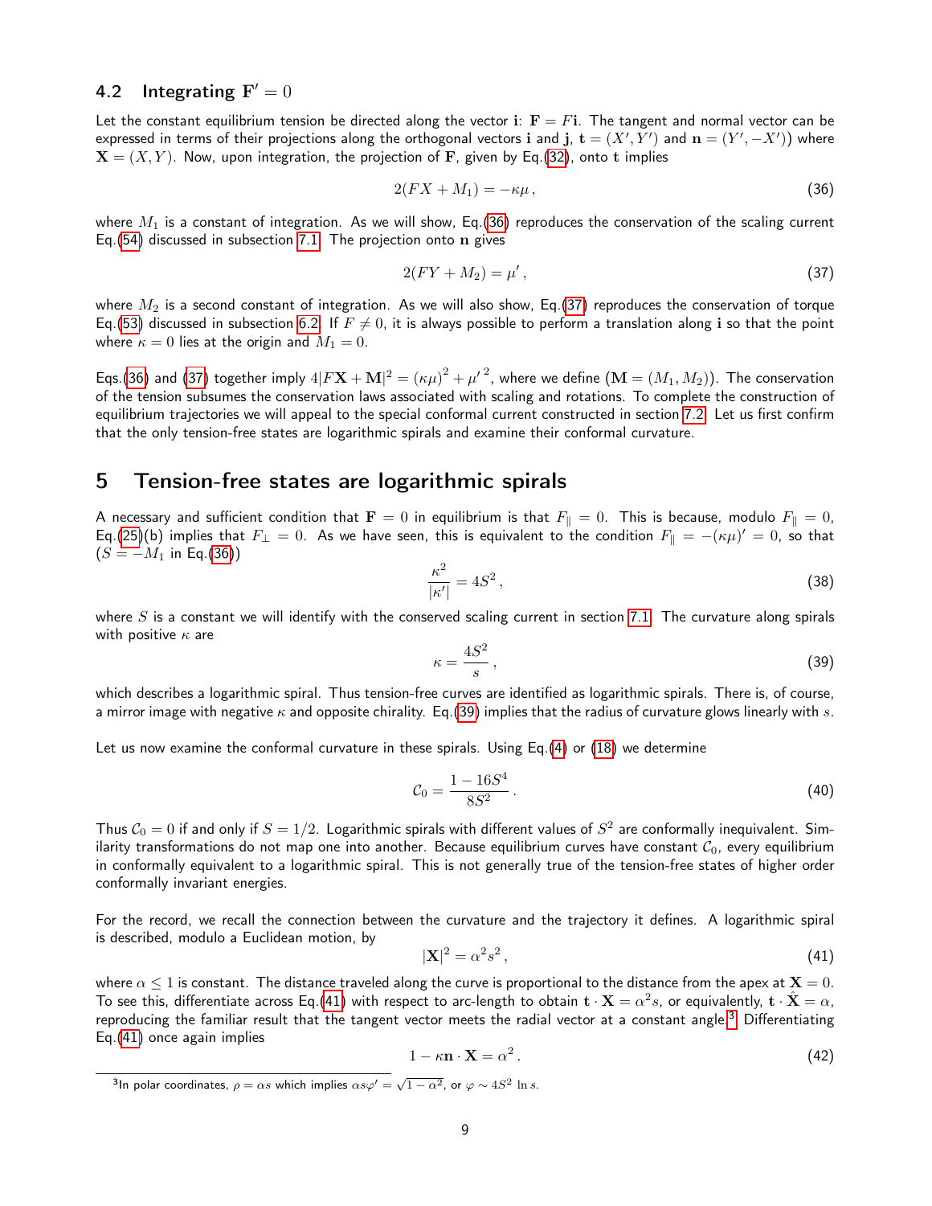### 4.2 Integrating $\mathbf{F}' = 0$

Let the constant equilibrium tension be directed along the vector $\mathbf{i}$: $\mathbf{F} = F\mathbf{i}$. The tangent and normal vector can be expressed in terms of their projections along the orthogonal vectors $\mathbf{i}$ and $\mathbf{j}$, $\mathbf{t} = (X', Y')$ and $\mathbf{n} = (Y', -X')$) where $\mathbf{X} = (X, Y)$. Now, upon integration, the projection of $\mathbf{F}$, given by Eq.(32), onto $\mathbf{t}$ implies

$$2(FX + M_1) = -\kappa\mu\,, \tag{36}$$

where $M_1$ is a constant of integration. As we will show, Eq.(36) reproduces the conservation of the scaling current Eq.(54) discussed in subsection 7.1. The projection onto $\mathbf{n}$ gives

$$2(FY + M_2) = \mu'\,, \tag{37}$$

where $M_2$ is a second constant of integration. As we will also show, Eq.(37) reproduces the conservation of torque Eq.(53) discussed in subsection 6.2. If $F \neq 0$, it is always possible to perform a translation along $\mathbf{i}$ so that the point where $\kappa = 0$ lies at the origin and $M_1 = 0$.

Eqs.(36) and (37) together imply $4|F\mathbf{X} + \mathbf{M}|^2 = (\kappa\mu)^2 + {\mu'}^{\,2}$, where we define ($\mathbf{M} = (M_1, M_2)$). The conservation of the tension subsumes the conservation laws associated with scaling and rotations. To complete the construction of equilibrium trajectories we will appeal to the special conformal current constructed in section 7.2. Let us first confirm that the only tension-free states are logarithmic spirals and examine their conformal curvature.

## 5 Tension-free states are logarithmic spirals

A necessary and sufficient condition that $\mathbf{F} = 0$ in equilibrium is that $F_\| = 0$. This is because, modulo $F_\| = 0$, Eq.(25)(b) implies that $F_\perp = 0$. As we have seen, this is equivalent to the condition $F_\| = -(\kappa\mu)' = 0$, so that ($S = -M_1$ in Eq.(36))

$$\frac{\kappa^2}{|\kappa'|} = 4S^2\,, \tag{38}$$

where $S$ is a constant we will identify with the conserved scaling current in section 7.1. The curvature along spirals with positive $\kappa$ are

$$\kappa = \frac{4S^2}{s}\,, \tag{39}$$

which describes a logarithmic spiral. Thus tension-free curves are identified as logarithmic spirals. There is, of course, a mirror image with negative $\kappa$ and opposite chirality. Eq.(39) implies that the radius of curvature glows linearly with $s$.

Let us now examine the conformal curvature in these spirals. Using Eq.(4) or (18) we determine

$$\mathcal{C}_0 = \frac{1 - 16S^4}{8S^2}\,. \tag{40}$$

Thus $\mathcal{C}_0 = 0$ if and only if $S = 1/2$. Logarithmic spirals with different values of $S^2$ are conformally inequivalent. Similarity transformations do not map one into another. Because equilibrium curves have constant $\mathcal{C}_0$, every equilibrium in conformally equivalent to a logarithmic spiral. This is not generally true of the tension-free states of higher order conformally invariant energies.

For the record, we recall the connection between the curvature and the trajectory it defines. A logarithmic spiral is described, modulo a Euclidean motion, by

$$|\mathbf{X}|^2 = \alpha^2 s^2\,, \tag{41}$$

where $\alpha \leq 1$ is constant. The distance traveled along the curve is proportional to the distance from the apex at $\mathbf{X} = 0$. To see this, differentiate across Eq.(41) with respect to arc-length to obtain $\mathbf{t}\cdot\mathbf{X} = \alpha^2 s$, or equivalently, $\mathbf{t}\cdot\hat{\mathbf{X}} = \alpha$, reproducing the familiar result that the tangent vector meets the radial vector at a constant angle.[3] Differentiating Eq.(41) once again implies

$$1 - \kappa\mathbf{n}\cdot\mathbf{X} = \alpha^2\,. \tag{42}$$

[3] In polar coordinates, $\rho = \alpha s$ which implies $\alpha s\varphi' = \sqrt{1-\alpha^2}$, or $\varphi \sim 4S^2 \ln s$.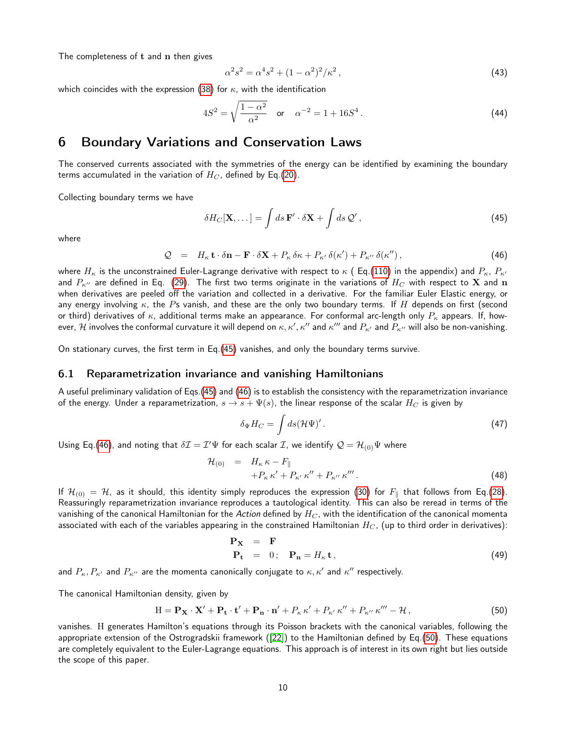The completeness of $\mathbf{t}$ and $\mathbf{n}$ then gives

$$\alpha^2 s^2 = \alpha^4 s^2 + (1-\alpha^2)^2/\kappa^2\,, \tag{43}$$

which coincides with the expression (38) for $\kappa$, with the identification

$$4S^2 = \sqrt{\frac{1-\alpha^2}{\alpha^2}} \quad \text{or} \quad \alpha^{-2} = 1 + 16S^4\,. \tag{44}$$

# 6 Boundary Variations and Conservation Laws

The conserved currents associated with the symmetries of the energy can be identified by examining the boundary terms accumulated in the variation of $H_C$, defined by Eq.(20).

Collecting boundary terms we have

$$\delta H_C[\mathbf{X},\dots] = \int ds\, \mathbf{F}' \cdot \delta\mathbf{X} + \int ds\, \mathcal{Q}'\,, \tag{45}$$

where

$$\mathcal{Q} \;\; = \;\; H_\kappa\, \mathbf{t}\cdot\delta\mathbf{n} - \mathbf{F}\cdot\delta\mathbf{X} + P_\kappa\,\delta\kappa + P_{\kappa'}\,\delta(\kappa') + P_{\kappa''}\,\delta(\kappa'')\,, \tag{46}$$

where $H_\kappa$ is the unconstrained Euler-Lagrange derivative with respect to $\kappa$ ( Eq.(110) in the appendix) and $P_\kappa$, $P_{\kappa'}$ and $P_{\kappa''}$ are defined in Eq. (29). The first two terms originate in the variations of $H_C$ with respect to $\mathbf{X}$ and $\mathbf{n}$ when derivatives are peeled off the variation and collected in a derivative. For the familiar Euler Elastic energy, or any energy involving $\kappa$, the $P$s vanish, and these are the only two boundary terms. If $H$ depends on first (second or third) derivatives of $\kappa$, additional terms make an appearance. For conformal arc-length only $P_\kappa$ appears. If, however, $\mathcal{H}$ involves the conformal curvature it will depend on $\kappa, \kappa', \kappa''$ and $\kappa'''$ and $P_{\kappa'}$ and $P_{\kappa''}$ will also be non-vanishing.

On stationary curves, the first term in Eq.(45) vanishes, and only the boundary terms survive.

## 6.1 Reparametrization invariance and vanishing Hamiltonians

A useful preliminary validation of Eqs.(45) and (46) is to establish the consistency with the reparametrization invariance of the energy. Under a reparametrization, $s \to s + \Psi(s)$, the linear response of the scalar $H_C$ is given by

$$\delta_\Psi H_C = \int ds (\mathcal{H}\Psi)'\,. \tag{47}$$

Using Eq.(46), and noting that $\delta\mathcal{I} = \mathcal{I}'\Psi$ for each scalar $\mathcal{I}$, we identify $\mathcal{Q} = \mathcal{H}_{(0)}\Psi$ where

$$\begin{aligned}\mathcal{H}_{(0)} \;\; &= \;\; H_\kappa\,\kappa - F_\parallel \\ &\quad + P_\kappa\,\kappa' + P_{\kappa'}\,\kappa'' + P_{\kappa''}\,\kappa'''\,.\end{aligned} \tag{48}$$

If $\mathcal{H}_{(0)} = \mathcal{H}$, as it should, this identity simply reproduces the expression (30) for $F_\parallel$ that follows from Eq.(28). Reassuringly reparametrization invariance reproduces a tautological identity. This can also be reread in terms of the vanishing of the canonical Hamiltonian for the *Action* defined by $H_C$, with the identification of the canonical momenta associated with each of the variables appearing in the constrained Hamiltonian $H_C$, (up to third order in derivatives):

$$\begin{aligned}\mathbf{P}_\mathbf{X} \;\; &= \;\; \mathbf{F} \\ \mathbf{P}_\mathbf{t} \;\; &= \;\; 0\,; \quad \mathbf{P}_\mathbf{n} = H_\kappa\,\mathbf{t}\,,\end{aligned} \tag{49}$$

and $P_\kappa, P_{\kappa'}$ and $P_{\kappa''}$ are the momenta canonically conjugate to $\kappa, \kappa'$ and $\kappa''$ respectively.

The canonical Hamiltonian density, given by

$$\mathrm{H} = \mathbf{P}_\mathbf{X}\cdot\mathbf{X}' + \mathbf{P}_\mathbf{t}\cdot\mathbf{t}' + \mathbf{P}_\mathbf{n}\cdot\mathbf{n}' + P_\kappa\,\kappa' + P_{\kappa'}\,\kappa'' + P_{\kappa''}\,\kappa''' - \mathcal{H}\,, \tag{50}$$

vanishes. $\mathrm{H}$ generates Hamilton's equations through its Poisson brackets with the canonical variables, following the appropriate extension of the Ostrogradskii framework ([22]) to the Hamiltonian defined by Eq.(50). These equations are completely equivalent to the Euler-Lagrange equations. This approach is of interest in its own right but lies outside the scope of this paper.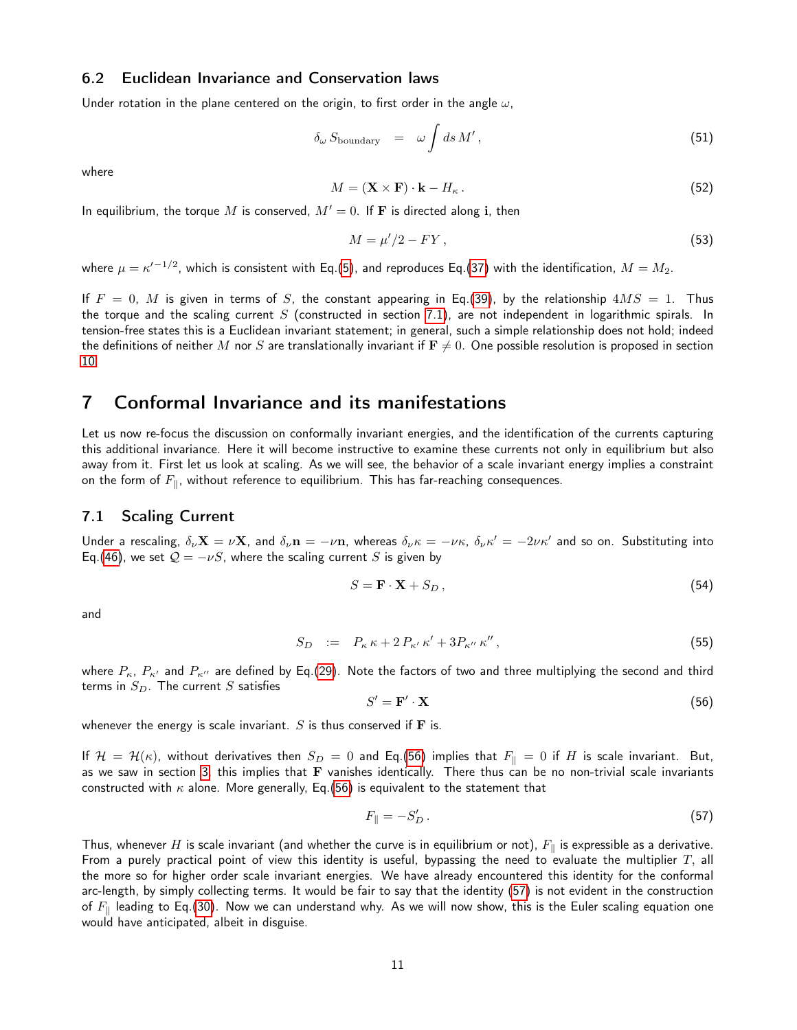### 6.2 Euclidean Invariance and Conservation laws

Under rotation in the plane centered on the origin, to first order in the angle $\omega$,

$$\delta_\omega S_{\text{boundary}} = \omega \int ds\, M' \,, \tag{51}$$

where

$$M = (\mathbf{X} \times \mathbf{F}) \cdot \mathbf{k} - H_\kappa \,. \tag{52}$$

In equilibrium, the torque $M$ is conserved, $M' = 0$. If $\mathbf{F}$ is directed along $\mathbf{i}$, then

$$M = \mu'/2 - FY \,, \tag{53}$$

where $\mu = \kappa'^{-1/2}$, which is consistent with Eq.(5), and reproduces Eq.(37) with the identification, $M = M_2$.

If $F = 0$, $M$ is given in terms of $S$, the constant appearing in Eq.(39), by the relationship $4MS = 1$. Thus the torque and the scaling current $S$ (constructed in section 7.1), are not independent in logarithmic spirals. In tension-free states this is a Euclidean invariant statement; in general, such a simple relationship does not hold; indeed the definitions of neither $M$ nor $S$ are translationally invariant if $\mathbf{F} \neq 0$. One possible resolution is proposed in section 10.

## 7 Conformal Invariance and its manifestations

Let us now re-focus the discussion on conformally invariant energies, and the identification of the currents capturing this additional invariance. Here it will become instructive to examine these currents not only in equilibrium but also away from it. First let us look at scaling. As we will see, the behavior of a scale invariant energy implies a constraint on the form of $F_\|$, without reference to equilibrium. This has far-reaching consequences.

### 7.1 Scaling Current

Under a rescaling, $\delta_\nu \mathbf{X} = \nu \mathbf{X}$, and $\delta_\nu \mathbf{n} = -\nu \mathbf{n}$, whereas $\delta_\nu \kappa = -\nu\kappa$, $\delta_\nu \kappa' = -2\nu\kappa'$ and so on. Substituting into Eq.(46), we set $\mathcal{Q} = -\nu S$, where the scaling current $S$ is given by

$$S = \mathbf{F} \cdot \mathbf{X} + S_D \,, \tag{54}$$

and

$$S_D \;:=\; P_\kappa\, \kappa + 2\, P_{\kappa'}\, \kappa' + 3 P_{\kappa''}\, \kappa'' \,, \tag{55}$$

where $P_\kappa$, $P_{\kappa'}$ and $P_{\kappa''}$ are defined by Eq.(29). Note the factors of two and three multiplying the second and third terms in $S_D$. The current $S$ satisfies

$$S' = \mathbf{F}' \cdot \mathbf{X} \tag{56}$$

whenever the energy is scale invariant. $S$ is thus conserved if $\mathbf{F}$ is.

If $\mathcal{H} = \mathcal{H}(\kappa)$, without derivatives then $S_D = 0$ and Eq.(56) implies that $F_\| = 0$ if $H$ is scale invariant. But, as we saw in section 3, this implies that $\mathbf{F}$ vanishes identically. There thus can be no non-trivial scale invariants constructed with $\kappa$ alone. More generally, Eq.(56) is equivalent to the statement that

$$F_\| = -S_D' \,. \tag{57}$$

Thus, whenever $H$ is scale invariant (and whether the curve is in equilibrium or not), $F_\|$ is expressible as a derivative. From a purely practical point of view this identity is useful, bypassing the need to evaluate the multiplier $T$, all the more so for higher order scale invariant energies. We have already encountered this identity for the conformal arc-length, by simply collecting terms. It would be fair to say that the identity (57) is not evident in the construction of $F_\|$ leading to Eq.(30). Now we can understand why. As we will now show, this is the Euler scaling equation one would have anticipated, albeit in disguise.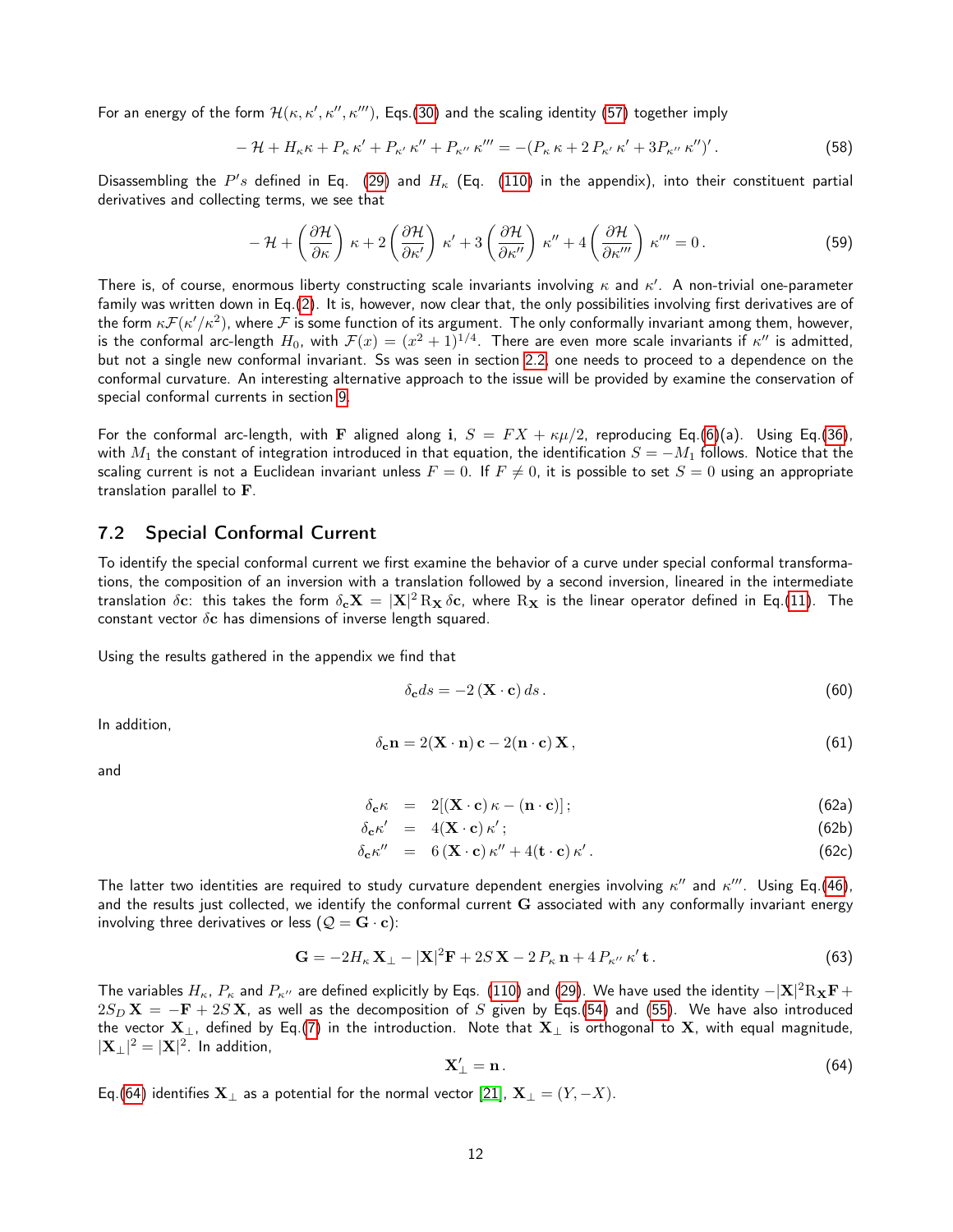For an energy of the form $\mathcal{H}(\kappa, \kappa', \kappa'', \kappa''')$, Eqs.(30) and the scaling identity (57) together imply

$$- \mathcal{H} + H_\kappa \kappa + P_\kappa \kappa' + P_{\kappa'} \kappa'' + P_{\kappa''} \kappa''' = -(P_\kappa \kappa + 2 P_{\kappa'} \kappa' + 3 P_{\kappa''} \kappa'')' . \tag{58}$$

Disassembling the $P's$ defined in Eq. (29) and $H_\kappa$ (Eq. (110) in the appendix), into their constituent partial derivatives and collecting terms, we see that

$$- \mathcal{H} + \left(\frac{\partial \mathcal{H}}{\partial \kappa}\right) \kappa + 2 \left(\frac{\partial \mathcal{H}}{\partial \kappa'}\right) \kappa' + 3 \left(\frac{\partial \mathcal{H}}{\partial \kappa''}\right) \kappa'' + 4 \left(\frac{\partial \mathcal{H}}{\partial \kappa'''}\right) \kappa''' = 0 . \tag{59}$$

There is, of course, enormous liberty constructing scale invariants involving $\kappa$ and $\kappa'$. A non-trivial one-parameter family was written down in Eq.(2). It is, however, now clear that, the only possibilities involving first derivatives are of the form $\kappa \mathcal{F}(\kappa'/\kappa^2)$, where $\mathcal{F}$ is some function of its argument. The only conformally invariant among them, however, is the conformal arc-length $H_0$, with $\mathcal{F}(x) = (x^2+1)^{1/4}$. There are even more scale invariants if $\kappa''$ is admitted, but not a single new conformal invariant. Ss was seen in section 2.2, one needs to proceed to a dependence on the conformal curvature. An interesting alternative approach to the issue will be provided by examine the conservation of special conformal currents in section 9.

For the conformal arc-length, with $\mathbf{F}$ aligned along $\mathbf{i}$, $S = FX + \kappa\mu/2$, reproducing Eq.(6)(a). Using Eq.(36), with $M_1$ the constant of integration introduced in that equation, the identification $S = -M_1$ follows. Notice that the scaling current is not a Euclidean invariant unless $F = 0$. If $F \neq 0$, it is possible to set $S = 0$ using an appropriate translation parallel to $\mathbf{F}$.

## 7.2 Special Conformal Current

To identify the special conformal current we first examine the behavior of a curve under special conformal transformations, the composition of an inversion with a translation followed by a second inversion, lineared in the intermediate translation $\delta\mathbf{c}$: this takes the form $\delta_\mathbf{c}\mathbf{X} = |\mathbf{X}|^2 \, \mathrm{R}_\mathbf{X} \, \delta\mathbf{c}$, where $\mathrm{R}_\mathbf{X}$ is the linear operator defined in Eq.(11). The constant vector $\delta\mathbf{c}$ has dimensions of inverse length squared.

Using the results gathered in the appendix we find that

$$\delta_\mathbf{c} ds = -2\,(\mathbf{X}\cdot\mathbf{c})\, ds \, . \tag{60}$$

In addition,

$$\delta_\mathbf{c}\mathbf{n} = 2(\mathbf{X}\cdot\mathbf{n})\,\mathbf{c} - 2(\mathbf{n}\cdot\mathbf{c})\,\mathbf{X} \, , \tag{61}$$

and

$$\delta_\mathbf{c}\kappa = 2[(\mathbf{X}\cdot\mathbf{c})\,\kappa - (\mathbf{n}\cdot\mathbf{c})] \, ; \tag{62a}$$

$$\delta_\mathbf{c}\kappa' = 4(\mathbf{X}\cdot\mathbf{c})\,\kappa' \, ; \tag{62b}$$

$$\delta_\mathbf{c}\kappa'' = 6\,(\mathbf{X}\cdot\mathbf{c})\,\kappa'' + 4(\mathbf{t}\cdot\mathbf{c})\,\kappa' \, . \tag{62c}$$

The latter two identities are required to study curvature dependent energies involving $\kappa''$ and $\kappa'''$. Using Eq.(46), and the results just collected, we identify the conformal current $\mathbf{G}$ associated with any conformally invariant energy involving three derivatives or less ($\mathcal{Q} = \mathbf{G}\cdot\mathbf{c}$):

$$\mathbf{G} = -2H_\kappa\,\mathbf{X}_\perp - |\mathbf{X}|^2\mathbf{F} + 2S\,\mathbf{X} - 2\,P_\kappa\,\mathbf{n} + 4\,P_{\kappa''}\,\kappa'\,\mathbf{t} \, . \tag{63}$$

The variables $H_\kappa$, $P_\kappa$ and $P_{\kappa''}$ are defined explicitly by Eqs. (110) and (29). We have used the identity $-|\mathbf{X}|^2\mathrm{R}_\mathbf{X}\mathbf{F} + 2S_D\,\mathbf{X} = -\mathbf{F} + 2S\,\mathbf{X}$, as well as the decomposition of $S$ given by Eqs.(54) and (55). We have also introduced the vector $\mathbf{X}_\perp$, defined by Eq.(7) in the introduction. Note that $\mathbf{X}_\perp$ is orthogonal to $\mathbf{X}$, with equal magnitude, $|\mathbf{X}_\perp|^2 = |\mathbf{X}|^2$. In addition,

$$\mathbf{X}_\perp' = \mathbf{n} \, . \tag{64}$$

Eq.(64) identifies $\mathbf{X}_\perp$ as a potential for the normal vector [21], $\mathbf{X}_\perp = (Y, -X)$.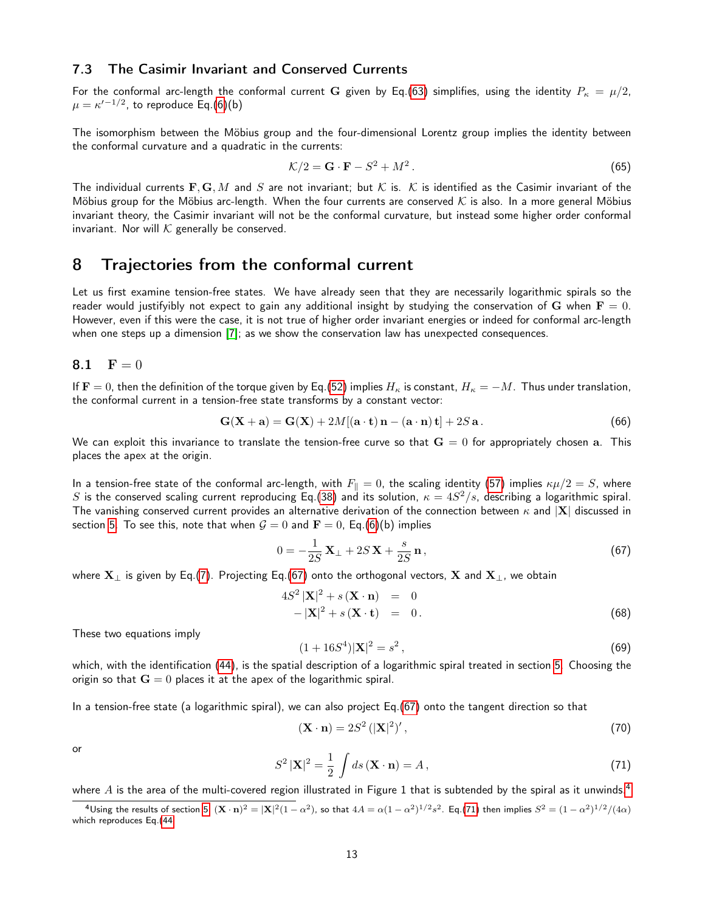### 7.3 The Casimir Invariant and Conserved Currents

For the conformal arc-length the conformal current $\mathbf{G}$ given by Eq.(63) simplifies, using the identity $P_\kappa = \mu/2$, $\mu = \kappa'^{-1/2}$, to reproduce Eq.(6)(b)

The isomorphism between the Möbius group and the four-dimensional Lorentz group implies the identity between the conformal curvature and a quadratic in the currents:

$$\mathcal{K}/2 = \mathbf{G}\cdot\mathbf{F} - S^2 + M^2\,. \tag{65}$$

The individual currents $\mathbf{F}, \mathbf{G}, M$ and $S$ are not invariant; but $\mathcal{K}$ is. $\mathcal{K}$ is identified as the Casimir invariant of the Möbius group for the Möbius arc-length. When the four currents are conserved $\mathcal{K}$ is also. In a more general Möbius invariant theory, the Casimir invariant will not be the conformal curvature, but instead some higher order conformal invariant. Nor will $\mathcal{K}$ generally be conserved.

## 8 Trajectories from the conformal current

Let us first examine tension-free states. We have already seen that they are necessarily logarithmic spirals so the reader would justifiybly not expect to gain any additional insight by studying the conservation of $\mathbf{G}$ when $\mathbf{F} = 0$. However, even if this were the case, it is not true of higher order invariant energies or indeed for conformal arc-length when one steps up a dimension [7]; as we show the conservation law has unexpected consequences.

### 8.1 $\mathbf{F} = 0$

If $\mathbf{F} = 0$, then the definition of the torque given by Eq.(52) implies $H_\kappa$ is constant, $H_\kappa = -M$. Thus under translation, the conformal current in a tension-free state transforms by a constant vector:

$$\mathbf{G}(\mathbf{X}+\mathbf{a}) = \mathbf{G}(\mathbf{X}) + 2M[(\mathbf{a}\cdot\mathbf{t})\,\mathbf{n} - (\mathbf{a}\cdot\mathbf{n})\,\mathbf{t}] + 2S\,\mathbf{a}\,. \tag{66}$$

We can exploit this invariance to translate the tension-free curve so that $\mathbf{G} = 0$ for appropriately chosen $\mathbf{a}$. This places the apex at the origin.

In a tension-free state of the conformal arc-length, with $F_\| = 0$, the scaling identity (57) implies $\kappa\mu/2 = S$, where $S$ is the conserved scaling current reproducing Eq.(38) and its solution, $\kappa = 4S^2/s$, describing a logarithmic spiral. The vanishing conserved current provides an alternative derivation of the connection between $\kappa$ and $|\mathbf{X}|$ discussed in section 5. To see this, note that when $\mathcal{G} = 0$ and $\mathbf{F} = 0$, Eq.(6)(b) implies

$$0 = -\frac{1}{2S}\,\mathbf{X}_\perp + 2S\,\mathbf{X} + \frac{s}{2S}\,\mathbf{n}\,, \tag{67}$$

where $\mathbf{X}_\perp$ is given by Eq.(7). Projecting Eq.(67) onto the orthogonal vectors, $\mathbf{X}$ and $\mathbf{X}_\perp$, we obtain

$$\begin{aligned} 4S^2\,|\mathbf{X}|^2 + s\,(\mathbf{X}\cdot\mathbf{n}) &= 0 \\ -|\mathbf{X}|^2 + s\,(\mathbf{X}\cdot\mathbf{t}) &= 0\,. \end{aligned} \tag{68}$$

These two equations imply

$$(1+16S^4)|\mathbf{X}|^2 = s^2\,, \tag{69}$$

which, with the identification (44), is the spatial description of a logarithmic spiral treated in section 5. Choosing the origin so that $\mathbf{G} = 0$ places it at the apex of the logarithmic spiral.

In a tension-free state (a logarithmic spiral), we can also project Eq.(67) onto the tangent direction so that

$$(\mathbf{X}\cdot\mathbf{n}) = 2S^2\,(|\mathbf{X}|^2)'\,, \tag{70}$$

or

$$S^2\,|\mathbf{X}|^2 = \frac{1}{2}\int ds\,(\mathbf{X}\cdot\mathbf{n}) = A\,, \tag{71}$$

where $A$ is the area of the multi-covered region illustrated in Figure 1 that is subtended by the spiral as it unwinds.[4]

[4] Using the results of section 5, $(\mathbf{X}\cdot\mathbf{n})^2 = |\mathbf{X}|^2(1-\alpha^2)$, so that $4A = \alpha(1-\alpha^2)^{1/2}s^2$. Eq.(71) then implies $S^2 = (1-\alpha^2)^{1/2}/(4\alpha)$ which reproduces Eq.(44)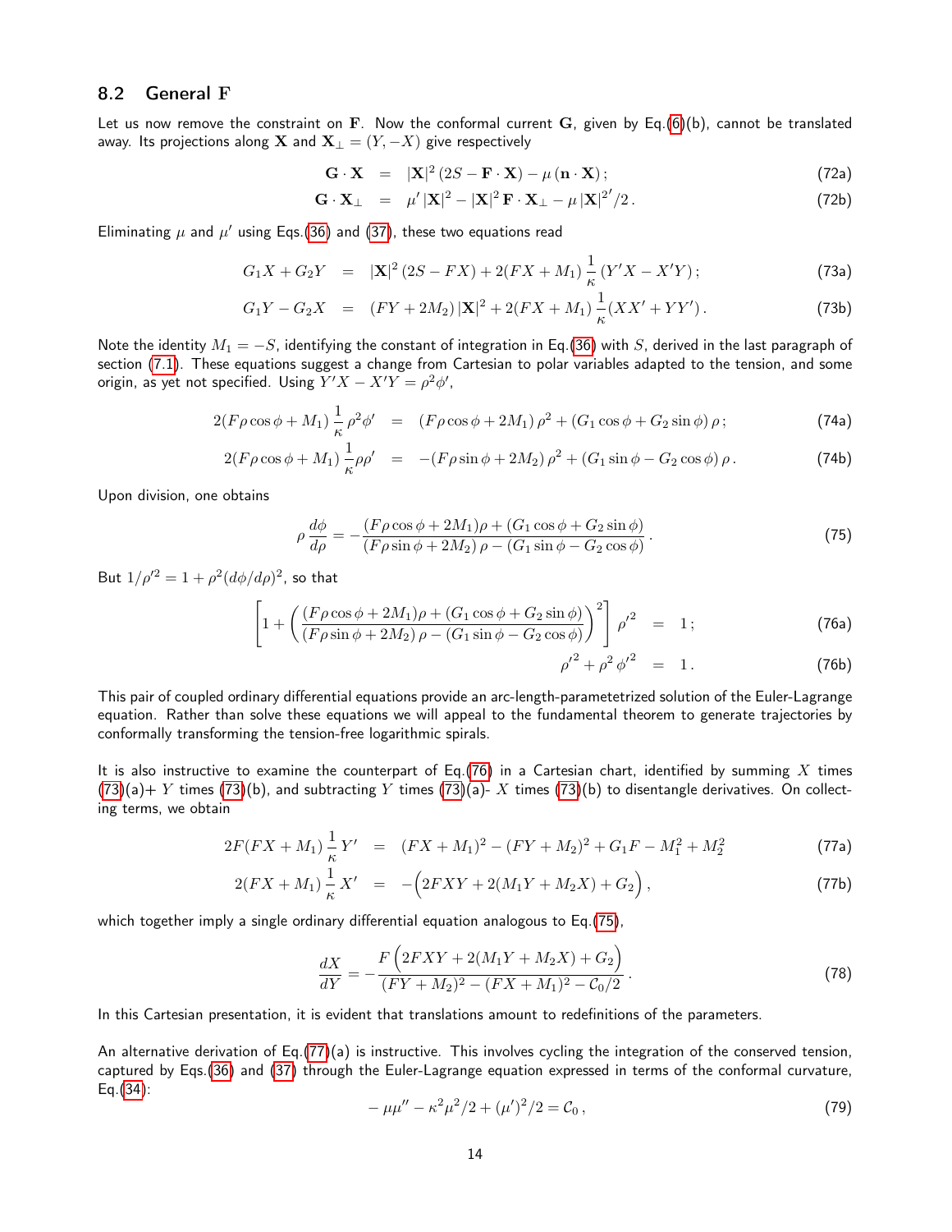## 8.2 General $\mathbf{F}$

Let us now remove the constraint on $\mathbf{F}$. Now the conformal current $\mathbf{G}$, given by Eq.(6)(b), cannot be translated away. Its projections along $\mathbf{X}$ and $\mathbf{X}_\perp = (Y, -X)$ give respectively

$$
\begin{aligned}
\mathbf{G}\cdot\mathbf{X} &= |\mathbf{X}|^2\,(2S - \mathbf{F}\cdot\mathbf{X}) - \mu\,(\mathbf{n}\cdot\mathbf{X})\,; &\text{(72a)}\\
\mathbf{G}\cdot\mathbf{X}_\perp &= \mu'\,|\mathbf{X}|^2 - |\mathbf{X}|^2\,\mathbf{F}\cdot\mathbf{X}_\perp - \mu\,{|\mathbf{X}|^2}'/2\,. &\text{(72b)}
\end{aligned}
$$

Eliminating $\mu$ and $\mu'$ using Eqs.(36) and (37), these two equations read

$$
\begin{aligned}
G_1 X + G_2 Y &= |\mathbf{X}|^2\,(2S - FX) + 2(FX + M_1)\,\frac{1}{\kappa}\,(Y'X - X'Y)\,; &\text{(73a)}\\
G_1 Y - G_2 X &= (FY + 2M_2)\,|\mathbf{X}|^2 + 2(FX + M_1)\,\frac{1}{\kappa}(XX' + YY')\,. &\text{(73b)}
\end{aligned}
$$

Note the identity $M_1 = -S$, identifying the constant of integration in Eq.(36) with $S$, derived in the last paragraph of section (7.1). These equations suggest a change from Cartesian to polar variables adapted to the tension, and some origin, as yet not specified. Using $Y'X - X'Y = \rho^2\phi'$,

$$
\begin{aligned}
2(F\rho\cos\phi + M_1)\,\frac{1}{\kappa}\,\rho^2\phi' &= (F\rho\cos\phi + 2M_1)\,\rho^2 + (G_1\cos\phi + G_2\sin\phi)\,\rho\,; &\text{(74a)}\\
2(F\rho\cos\phi + M_1)\,\frac{1}{\kappa}\rho\rho' &= -(F\rho\sin\phi + 2M_2)\,\rho^2 + (G_1\sin\phi - G_2\cos\phi)\,\rho\,. &\text{(74b)}
\end{aligned}
$$

Upon division, one obtains

$$
\rho\,\frac{d\phi}{d\rho} = -\frac{(F\rho\cos\phi + 2M_1)\rho + (G_1\cos\phi + G_2\sin\phi)}{(F\rho\sin\phi + 2M_2)\,\rho - (G_1\sin\phi - G_2\cos\phi)}\,. \tag{75}
$$

But $1/\rho'^2 = 1 + \rho^2(d\phi/d\rho)^2$, so that

$$
\begin{aligned}
\left[1 + \left(\frac{(F\rho\cos\phi + 2M_1)\rho + (G_1\cos\phi + G_2\sin\phi)}{(F\rho\sin\phi + 2M_2)\,\rho - (G_1\sin\phi - G_2\cos\phi)}\right)^2\right]\rho'^2 &= 1\,; &\text{(76a)}\\
\rho'^2 + \rho^2\,\phi'^2 &= 1\,. &\text{(76b)}
\end{aligned}
$$

This pair of coupled ordinary differential equations provide an arc-length-parametetrized solution of the Euler-Lagrange equation. Rather than solve these equations we will appeal to the fundamental theorem to generate trajectories by conformally transforming the tension-free logarithmic spirals.

It is also instructive to examine the counterpart of Eq.(76) in a Cartesian chart, identified by summing $X$ times (73)(a)+ $Y$ times (73)(b), and subtracting $Y$ times (73)(a)- $X$ times (73)(b) to disentangle derivatives. On collecting terms, we obtain

$$
\begin{aligned}
2F(FX + M_1)\,\frac{1}{\kappa}\,Y' &= (FX + M_1)^2 - (FY + M_2)^2 + G_1 F - M_1^2 + M_2^2 &\text{(77a)}\\
2(FX + M_1)\,\frac{1}{\kappa}\,X' &= -\Big(2FXY + 2(M_1 Y + M_2 X) + G_2\Big)\,, &\text{(77b)}
\end{aligned}
$$

which together imply a single ordinary differential equation analogous to Eq.(75),

$$
\frac{dX}{dY} = -\frac{F\left(2FXY + 2(M_1 Y + M_2 X) + G_2\right)}{(FY + M_2)^2 - (FX + M_1)^2 - \mathcal{C}_0/2}\,. \tag{78}
$$

In this Cartesian presentation, it is evident that translations amount to redefinitions of the parameters.

An alternative derivation of Eq.(77)(a) is instructive. This involves cycling the integration of the conserved tension, captured by Eqs.(36) and (37) through the Euler-Lagrange equation expressed in terms of the conformal curvature, Eq.(34):

$$
-\mu\mu'' - \kappa^2\mu^2/2 + (\mu')^2/2 = \mathcal{C}_0\,, \tag{79}
$$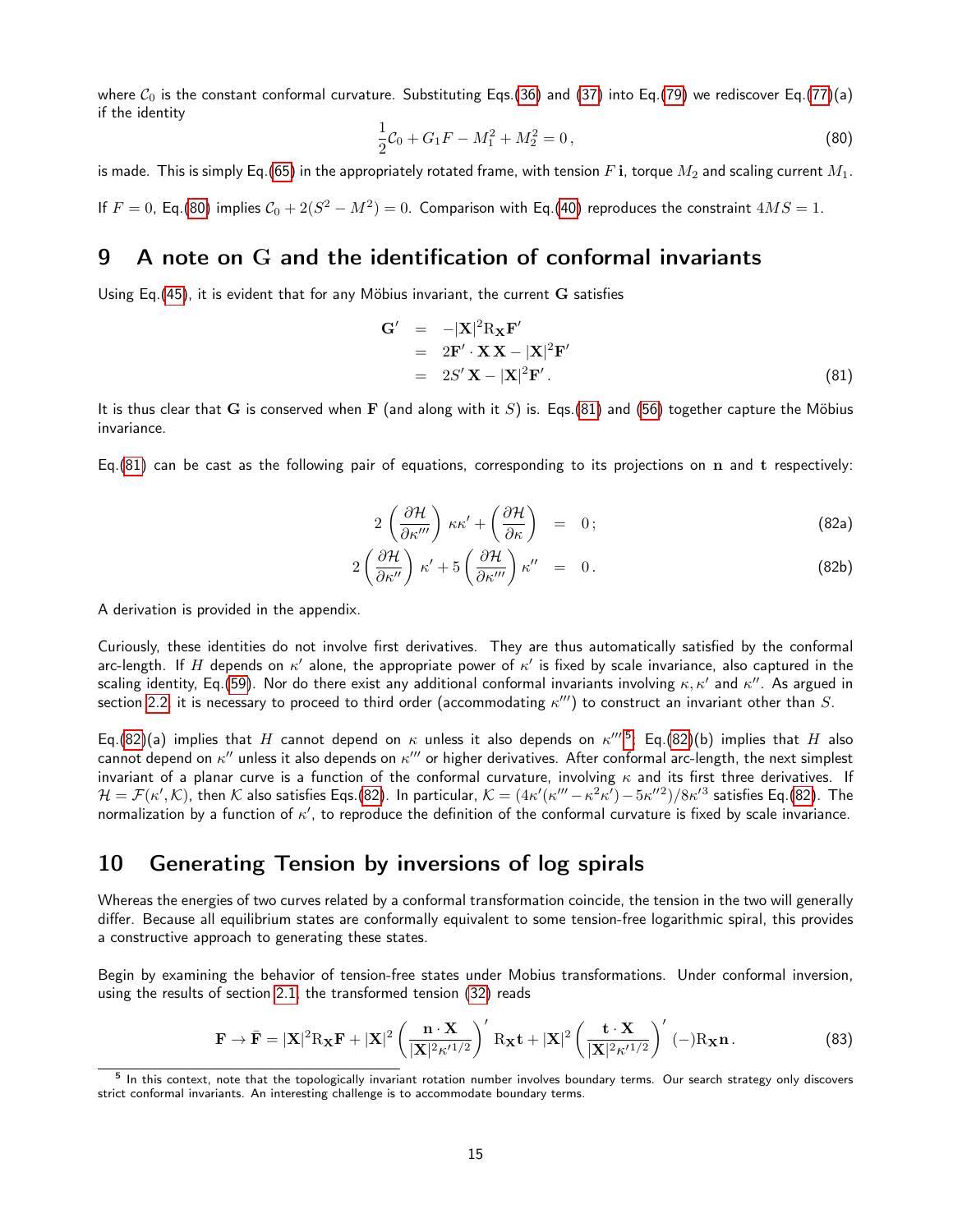where $\mathcal{C}_0$ is the constant conformal curvature. Substituting Eqs.(36) and (37) into Eq.(79) we rediscover Eq.(77)(a) if the identity

$$\frac{1}{2}\mathcal{C}_0 + G_1 F - M_1^2 + M_2^2 = 0\,, \tag{80}$$

is made. This is simply Eq.(65) in the appropriately rotated frame, with tension $F\,\mathbf{i}$, torque $M_2$ and scaling current $M_1$.

If $F=0$, Eq.(80) implies $\mathcal{C}_0 + 2(S^2 - M^2) = 0$. Comparison with Eq.(40) reproduces the constraint $4MS = 1$.

## 9 A note on G and the identification of conformal invariants

Using Eq.(45), it is evident that for any Möbius invariant, the current $\mathbf{G}$ satisfies

$$\begin{aligned}
\mathbf{G}' &= -|\mathbf{X}|^2 \mathrm{R}_{\mathbf{X}} \mathbf{F}' \\
&= 2\mathbf{F}'\cdot\mathbf{X}\,\mathbf{X} - |\mathbf{X}|^2\mathbf{F}' \\
&= 2S'\,\mathbf{X} - |\mathbf{X}|^2\mathbf{F}'\,.
\end{aligned} \tag{81}$$

It is thus clear that $\mathbf{G}$ is conserved when $\mathbf{F}$ (and along with it $S$) is. Eqs.(81) and (56) together capture the Möbius invariance.

Eq.(81) can be cast as the following pair of equations, corresponding to its projections on $\mathbf{n}$ and $\mathbf{t}$ respectively:

$$2\left(\frac{\partial\mathcal{H}}{\partial\kappa'''}\right)\kappa\kappa' + \left(\frac{\partial\mathcal{H}}{\partial\kappa}\right) = 0\,; \tag{82a}$$

$$2\left(\frac{\partial\mathcal{H}}{\partial\kappa''}\right)\kappa' + 5\left(\frac{\partial\mathcal{H}}{\partial\kappa'''}\right)\kappa'' = 0\,. \tag{82b}$$

A derivation is provided in the appendix.

Curiously, these identities do not involve first derivatives. They are thus automatically satisfied by the conformal arc-length. If $H$ depends on $\kappa'$ alone, the appropriate power of $\kappa'$ is fixed by scale invariance, also captured in the scaling identity, Eq.(59). Nor do there exist any additional conformal invariants involving $\kappa, \kappa'$ and $\kappa''$. As argued in section 2.2, it is necessary to proceed to third order (accommodating $\kappa'''$) to construct an invariant other than $S$.

Eq.(82)(a) implies that $H$ cannot depend on $\kappa$ unless it also depends on $\kappa'''$[5]; Eq.(82)(b) implies that $H$ also cannot depend on $\kappa''$ unless it also depends on $\kappa'''$ or higher derivatives. After conformal arc-length, the next simplest invariant of a planar curve is a function of the conformal curvature, involving $\kappa$ and its first three derivatives. If $\mathcal{H} = \mathcal{F}(\kappa', \mathcal{K})$, then $\mathcal{K}$ also satisfies Eqs.(82). In particular, $\mathcal{K} = (4\kappa'(\kappa''' - \kappa^2\kappa') - 5\kappa''^2)/8\kappa'^3$ satisfies Eq.(82). The normalization by a function of $\kappa'$, to reproduce the definition of the conformal curvature is fixed by scale invariance.

## 10 Generating Tension by inversions of log spirals

Whereas the energies of two curves related by a conformal transformation coincide, the tension in the two will generally differ. Because all equilibrium states are conformally equivalent to some tension-free logarithmic spiral, this provides a constructive approach to generating these states.

Begin by examining the behavior of tension-free states under Mobius transformations. Under conformal inversion, using the results of section 2.1, the transformed tension (32) reads

$$\mathbf{F} \to \bar{\mathbf{F}} = |\mathbf{X}|^2 \mathrm{R}_{\mathbf{X}}\mathbf{F} + |\mathbf{X}|^2\left(\frac{\mathbf{n}\cdot\mathbf{X}}{|\mathbf{X}|^2\kappa'^{1/2}}\right)' \mathrm{R}_{\mathbf{X}}\mathbf{t} + |\mathbf{X}|^2\left(\frac{\mathbf{t}\cdot\mathbf{X}}{|\mathbf{X}|^2\kappa'^{1/2}}\right)'(-)\mathrm{R}_{\mathbf{X}}\mathbf{n}\,. \tag{83}$$

[5] In this context, note that the topologically invariant rotation number involves boundary terms. Our search strategy only discovers strict conformal invariants. An interesting challenge is to accommodate boundary terms.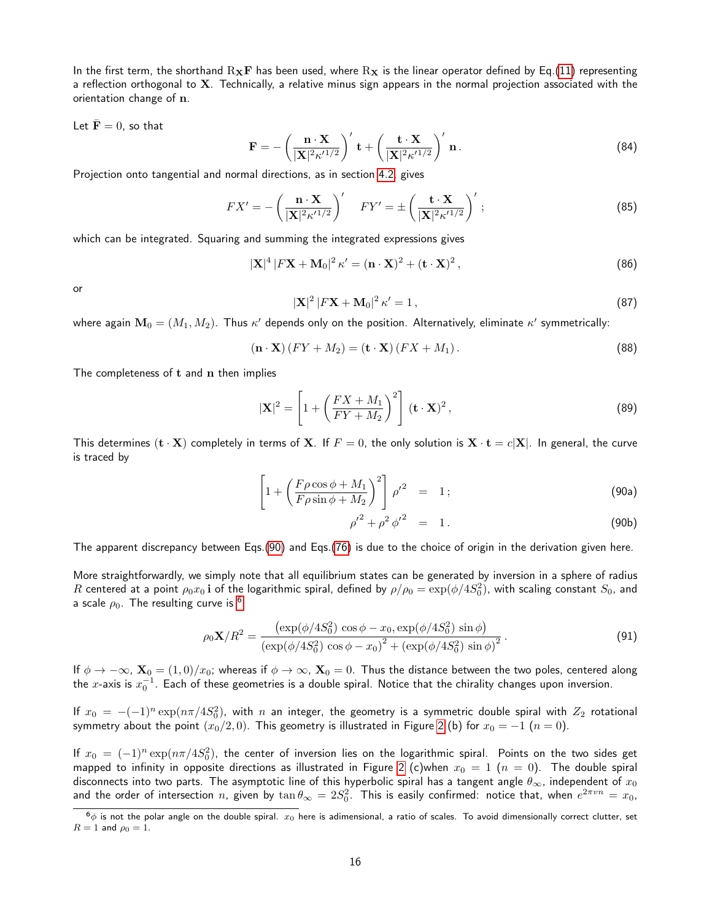In the first term, the shorthand $\mathrm{R}_{\mathbf{X}}\mathbf{F}$ has been used, where $\mathrm{R}_{\mathbf{X}}$ is the linear operator defined by Eq.(11) representing a reflection orthogonal to $\mathbf{X}$. Technically, a relative minus sign appears in the normal projection associated with the orientation change of $\mathbf{n}$.

Let $\bar{\mathbf{F}} = 0$, so that

$$
\mathbf{F} = -\left(\frac{\mathbf{n}\cdot\mathbf{X}}{|\mathbf{X}|^2 \kappa'^{1/2}}\right)' \mathbf{t} + \left(\frac{\mathbf{t}\cdot\mathbf{X}}{|\mathbf{X}|^2 \kappa'^{1/2}}\right)' \mathbf{n}\,. \tag{84}
$$

Projection onto tangential and normal directions, as in section 4.2, gives

$$
FX' = -\left(\frac{\mathbf{n}\cdot\mathbf{X}}{|\mathbf{X}|^2 \kappa'^{1/2}}\right)' \qquad FY' = \pm\left(\frac{\mathbf{t}\cdot\mathbf{X}}{|\mathbf{X}|^2 \kappa'^{1/2}}\right)'\,; \tag{85}
$$

which can be integrated. Squaring and summing the integrated expressions gives

$$
|\mathbf{X}|^4 \, |F\mathbf{X} + \mathbf{M}_0|^2 \, \kappa' = (\mathbf{n}\cdot\mathbf{X})^2 + (\mathbf{t}\cdot\mathbf{X})^2\,, \tag{86}
$$

or

$$
|\mathbf{X}|^2 \, |F\mathbf{X} + \mathbf{M}_0|^2 \, \kappa' = 1\,, \tag{87}
$$

where again $\mathbf{M}_0 = (M_1, M_2)$. Thus $\kappa'$ depends only on the position. Alternatively, eliminate $\kappa'$ symmetrically:

$$
(\mathbf{n}\cdot\mathbf{X})\,(FY + M_2) = (\mathbf{t}\cdot\mathbf{X})\,(FX + M_1)\,. \tag{88}
$$

The completeness of $\mathbf{t}$ and $\mathbf{n}$ then implies

$$
|\mathbf{X}|^2 = \left[1 + \left(\frac{FX + M_1}{FY + M_2}\right)^2\right] (\mathbf{t}\cdot\mathbf{X})^2\,, \tag{89}
$$

This determines $(\mathbf{t}\cdot\mathbf{X})$ completely in terms of $\mathbf{X}$. If $F = 0$, the only solution is $\mathbf{X}\cdot\mathbf{t} = c|\mathbf{X}|$. In general, the curve is traced by

$$
\left[1 + \left(\frac{F\rho\cos\phi + M_1}{F\rho\sin\phi + M_2}\right)^2\right] {\rho'}^2 \;=\; 1\,; \tag{90a}
$$

$$
{\rho'}^2 + \rho^2\,{\phi'}^2 \;=\; 1\,. \tag{90b}
$$

The apparent discrepancy between Eqs.(90) and Eqs.(76) is due to the choice of origin in the derivation given here.

More straightforwardly, we simply note that all equilibrium states can be generated by inversion in a sphere of radius $R$ centered at a point $\rho_0 x_0\,\mathbf{i}$ of the logarithmic spiral, defined by $\rho/\rho_0 = \exp(\phi/4S_0^2)$, with scaling constant $S_0$, and a scale $\rho_0$. The resulting curve is [6]

$$
\rho_0\mathbf{X}/R^2 = \frac{\left(\exp(\phi/4S_0^2)\,\cos\phi - x_0, \exp(\phi/4S_0^2)\,\sin\phi\right)}{\left(\exp(\phi/4S_0^2)\,\cos\phi - x_0\right)^2 + \left(\exp(\phi/4S_0^2)\,\sin\phi\right)^2}\,. \tag{91}
$$

If $\phi \to -\infty$, $\mathbf{X}_0 = (1,0)/x_0$; whereas if $\phi \to \infty$, $\mathbf{X}_0 = 0$. Thus the distance between the two poles, centered along the $x$-axis is $x_0^{-1}$. Each of these geometries is a double spiral. Notice that the chirality changes upon inversion.

If $x_0 = -(-1)^n \exp(n\pi/4S_0^2)$, with $n$ an integer, the geometry is a symmetric double spiral with $Z_2$ rotational symmetry about the point $(x_0/2, 0)$. This geometry is illustrated in Figure 2 (b) for $x_0 = -1$ ($n = 0$).

If $x_0 = (-1)^n \exp(n\pi/4S_0^2)$, the center of inversion lies on the logarithmic spiral. Points on the two sides get mapped to infinity in opposite directions as illustrated in Figure 2 (c)when $x_0 = 1$ ($n = 0$). The double spiral disconnects into two parts. The asymptotic line of this hyperbolic spiral has a tangent angle $\theta_\infty$, independent of $x_0$ and the order of intersection $n$, given by $\tan\theta_\infty = 2S_0^2$. This is easily confirmed: notice that, when $e^{2\pi v n} = x_0$,

[6] $\phi$ is not the polar angle on the double spiral. $x_0$ here is adimensional, a ratio of scales. To avoid dimensionally correct clutter, set $R = 1$ and $\rho_0 = 1$.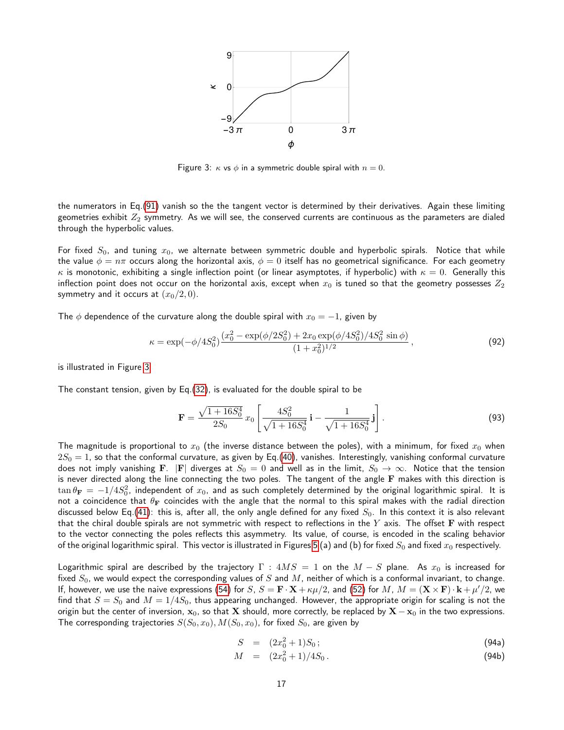Figure 3: $\kappa$ vs $\phi$ in a symmetric double spiral with $n = 0$.

the numerators in Eq.(91) vanish so the the tangent vector is determined by their derivatives. Again these limiting geometries exhibit $Z_2$ symmetry. As we will see, the conserved currents are continuous as the parameters are dialed through the hyperbolic values.

For fixed $S_0$, and tuning $x_0$, we alternate between symmetric double and hyperbolic spirals. Notice that while the value $\phi = n\pi$ occurs along the horizontal axis, $\phi = 0$ itself has no geometrical significance. For each geometry $\kappa$ is monotonic, exhibiting a single inflection point (or linear asymptotes, if hyperbolic) with $\kappa = 0$. Generally this inflection point does not occur on the horizontal axis, except when $x_0$ is tuned so that the geometry possesses $Z_2$ symmetry and it occurs at $(x_0/2, 0)$.

The $\phi$ dependence of the curvature along the double spiral with $x_0 = -1$, given by

$$\kappa = \exp(-\phi/4S_0^2)\frac{(x_0^2 - \exp(\phi/2S_0^2) + 2x_0 \exp(\phi/4S_0^2)/4S_0^2 \sin\phi)}{(1 + x_0^2)^{1/2}}\,, \tag{92}$$

is illustrated in Figure 3.

The constant tension, given by Eq.(32), is evaluated for the double spiral to be

$$\mathbf{F} = \frac{\sqrt{1 + 16S_0^4}}{2S_0}\, x_0 \left[\frac{4S_0^2}{\sqrt{1 + 16S_0^4}}\,\mathbf{i} - \frac{1}{\sqrt{1 + 16S_0^4}}\,\mathbf{j}\right]. \tag{93}$$

The magnitude is proportional to $x_0$ (the inverse distance between the poles), with a minimum, for fixed $x_0$ when $2S_0 = 1$, so that the conformal curvature, as given by Eq.(40), vanishes. Interestingly, vanishing conformal curvature does not imply vanishing $\mathbf{F}$. $|\mathbf{F}|$ diverges at $S_0 = 0$ and well as in the limit, $S_0 \to \infty$. Notice that the tension is never directed along the line connecting the two poles. The tangent of the angle $\mathbf{F}$ makes with this direction is $\tan\theta_{\mathbf{F}} = -1/4S_0^2$, independent of $x_0$, and as such completely determined by the original logarithmic spiral. It is not a coincidence that $\theta_{\mathbf{F}}$ coincides with the angle that the normal to this spiral makes with the radial direction discussed below Eq.(41): this is, after all, the only angle defined for any fixed $S_0$. In this context it is also relevant that the chiral double spirals are not symmetric with respect to reflections in the $Y$ axis. The offset $\mathbf{F}$ with respect to the vector connecting the poles reflects this asymmetry. Its value, of course, is encoded in the scaling behavior of the original logarithmic spiral. This vector is illustrated in Figures 5(a) and (b) for fixed $S_0$ and fixed $x_0$ respectively.

Logarithmic spiral are described by the trajectory $\Gamma : 4MS = 1$ on the $M - S$ plane. As $x_0$ is increased for fixed $S_0$, we would expect the corresponding values of $S$ and $M$, neither of which is a conformal invariant, to change. If, however, we use the naive expressions (54) for $S$, $S = \mathbf{F}\cdot\mathbf{X} + \kappa\mu/2$, and (52) for $M$, $M = (\mathbf{X}\times\mathbf{F})\cdot\mathbf{k} + \mu'/2$, we find that $S = S_0$ and $M = 1/4S_0$, thus appearing unchanged. However, the appropriate origin for scaling is not the origin but the center of inversion, $\mathbf{x}_0$, so that $\mathbf{X}$ should, more correctly, be replaced by $\mathbf{X} - \mathbf{x}_0$ in the two expressions. The corresponding trajectories $S(S_0, x_0), M(S_0, x_0)$, for fixed $S_0$, are given by

$$S = (2x_0^2 + 1)S_0\,; \tag{94a}$$

$$M = (2x_0^2 + 1)/4S_0\,. \tag{94b}$$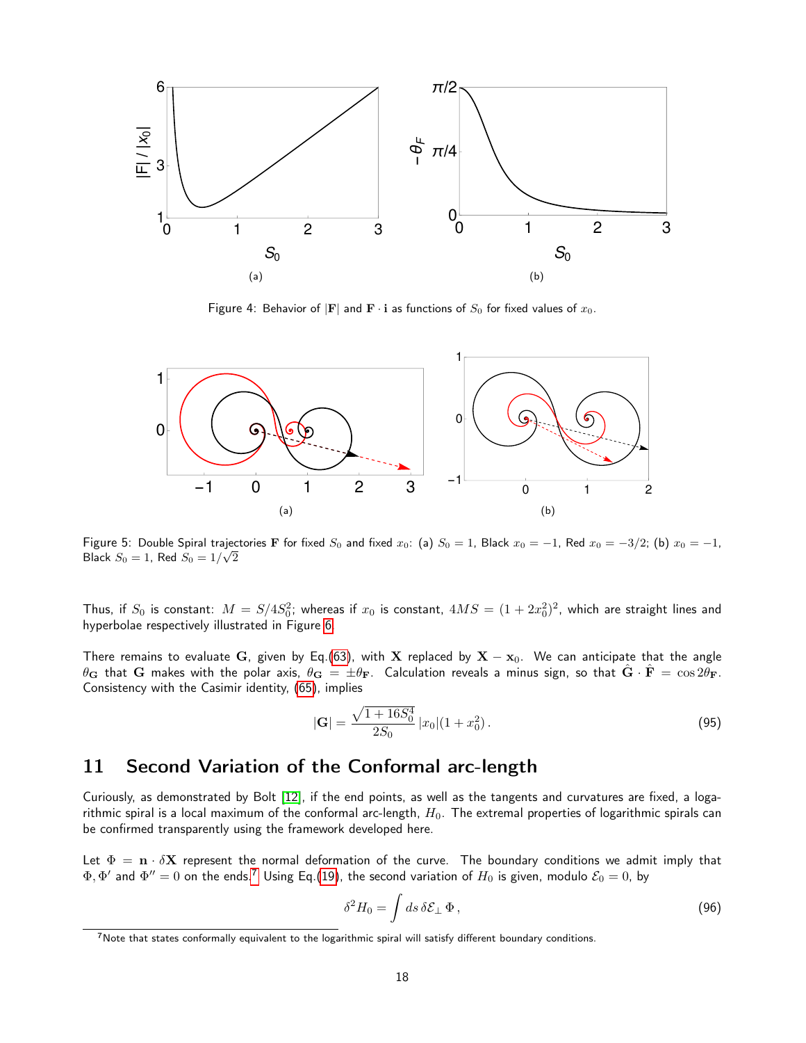(a)

(b)

Figure 4: Behavior of $|\mathbf{F}|$ and $\mathbf{F} \cdot \mathbf{i}$ as functions of $S_0$ for fixed values of $x_0$.

(a)

(b)

Figure 5: Double Spiral trajectories $\mathbf{F}$ for fixed $S_0$ and fixed $x_0$: (a) $S_0 = 1$, Black $x_0 = -1$, Red $x_0 = -3/2$; (b) $x_0 = -1$, Black $S_0 = 1$, Red $S_0 = 1/\sqrt{2}$

Thus, if $S_0$ is constant: $M = S/4S_0^2$; whereas if $x_0$ is constant, $4MS = (1 + 2x_0^2)^2$, which are straight lines and hyperbolae respectively illustrated in Figure 6.

There remains to evaluate $\mathbf{G}$, given by Eq.(63), with $\mathbf{X}$ replaced by $\mathbf{X} - \mathbf{x}_0$. We can anticipate that the angle $\theta_{\mathbf{G}}$ that $\mathbf{G}$ makes with the polar axis, $\theta_{\mathbf{G}} = \pm\theta_{\mathbf{F}}$. Calculation reveals a minus sign, so that $\hat{\mathbf{G}} \cdot \hat{\mathbf{F}} = \cos 2\theta_{\mathbf{F}}$. Consistency with the Casimir identity, (65), implies

$$|\mathbf{G}| = \frac{\sqrt{1 + 16S_0^4}}{2S_0} |x_0|(1 + x_0^2) . \tag{95}$$

## 11 Second Variation of the Conformal arc-length

Curiously, as demonstrated by Bolt [12], if the end points, as well as the tangents and curvatures are fixed, a logarithmic spiral is a local maximum of the conformal arc-length, $H_0$. The extremal properties of logarithmic spirals can be confirmed transparently using the framework developed here.

Let $\Phi = \mathbf{n} \cdot \delta\mathbf{X}$ represent the normal deformation of the curve. The boundary conditions we admit imply that $\Phi, \Phi'$ and $\Phi'' = 0$ on the ends.[7] Using Eq.(19), the second variation of $H_0$ is given, modulo $\mathcal{E}_0 = 0$, by

$$\delta^2 H_0 = \int ds \, \delta\mathcal{E}_\perp \, \Phi , \tag{96}$$

[7]Note that states conformally equivalent to the logarithmic spiral will satisfy different boundary conditions.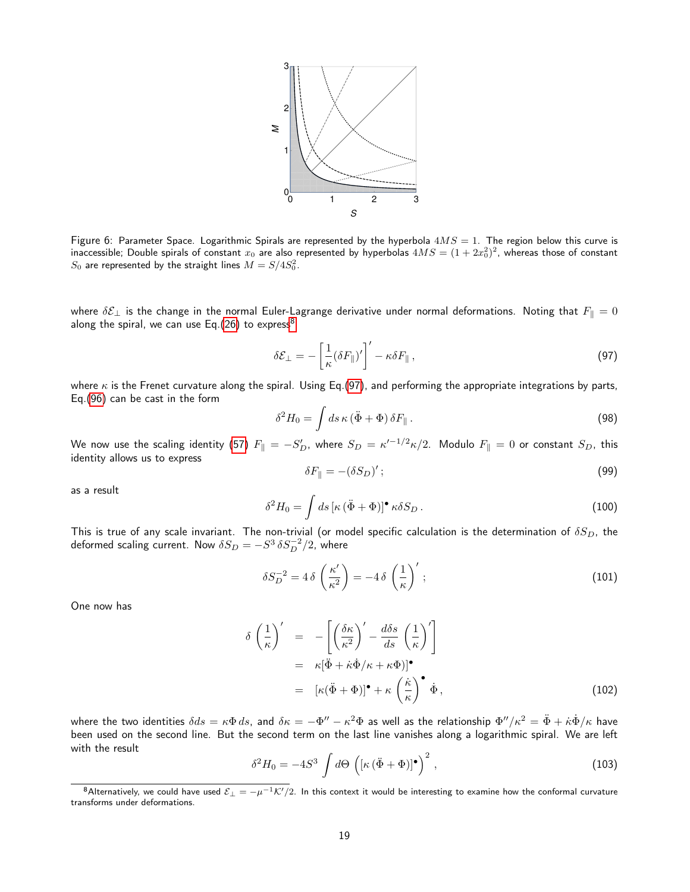Figure 6: Parameter Space. Logarithmic Spirals are represented by the hyperbola $4MS = 1$. The region below this curve is inaccessible; Double spirals of constant $x_0$ are also represented by hyperbolas $4MS = (1 + 2x_0^2)^2$, whereas those of constant $S_0$ are represented by the straight lines $M = S/4S_0^2$.

where $\delta\mathcal{E}_\perp$ is the change in the normal Euler-Lagrange derivative under normal deformations. Noting that $F_\parallel = 0$ along the spiral, we can use Eq.(26) to express[8]

$$\delta\mathcal{E}_\perp = -\left[\frac{1}{\kappa}(\delta F_\parallel)'\right]' - \kappa\delta F_\parallel\,, \tag{97}$$

where $\kappa$ is the Frenet curvature along the spiral. Using Eq.(97), and performing the appropriate integrations by parts, Eq.(96) can be cast in the form

$$\delta^2 H_0 = \int ds\,\kappa\,(\ddot\Phi + \Phi)\,\delta F_\parallel\,. \tag{98}$$

We now use the scaling identity (57) $F_\parallel = -S_D'$, where $S_D = \kappa'^{-1/2}\kappa/2$. Modulo $F_\parallel = 0$ or constant $S_D$, this identity allows us to express

$$\delta F_\parallel = -(\delta S_D)'\,; \tag{99}$$

as a result

$$\delta^2 H_0 = \int ds\,[\kappa\,(\ddot\Phi + \Phi)]^\bullet\,\kappa\delta S_D\,. \tag{100}$$

This is true of any scale invariant. The non-trivial (or model specific calculation is the determination of $\delta S_D$, the deformed scaling current. Now $\delta S_D = -S^3\,\delta S_D^{-2}/2$, where

$$\delta S_D^{-2} = 4\,\delta\,\left(\frac{\kappa'}{\kappa^2}\right) = -4\,\delta\,\left(\frac{1}{\kappa}\right)'\,; \tag{101}$$

One now has

$$\begin{aligned}
\delta\,\left(\frac{1}{\kappa}\right)' &= -\left[\left(\frac{\delta\kappa}{\kappa^2}\right)' - \frac{d\delta s}{ds}\,\left(\frac{1}{\kappa}\right)'\right] \\
&= \kappa[\ddot\Phi + \dot\kappa\dot\Phi/\kappa + \kappa\Phi)]^\bullet \\
&= [\kappa(\ddot\Phi + \Phi)]^\bullet + \kappa\,\left(\frac{\dot\kappa}{\kappa}\right)^\bullet\,\dot\Phi\,,
\end{aligned} \tag{102}$$

where the two identities $\delta ds = \kappa\Phi\,ds$, and $\delta\kappa = -\Phi'' - \kappa^2\Phi$ as well as the relationship $\Phi''/\kappa^2 = \ddot\Phi + \dot\kappa\dot\Phi/\kappa$ have been used on the second line. But the second term on the last line vanishes along a logarithmic spiral. We are left with the result

$$\delta^2 H_0 = -4S^3\int d\Theta\,\left([\kappa\,(\ddot\Phi + \Phi)]^\bullet\right)^2\,, \tag{103}$$

[8] Alternatively, we could have used $\mathcal{E}_\perp = -\mu^{-1}\mathcal{K}'/2$. In this context it would be interesting to examine how the conformal curvature transforms under deformations.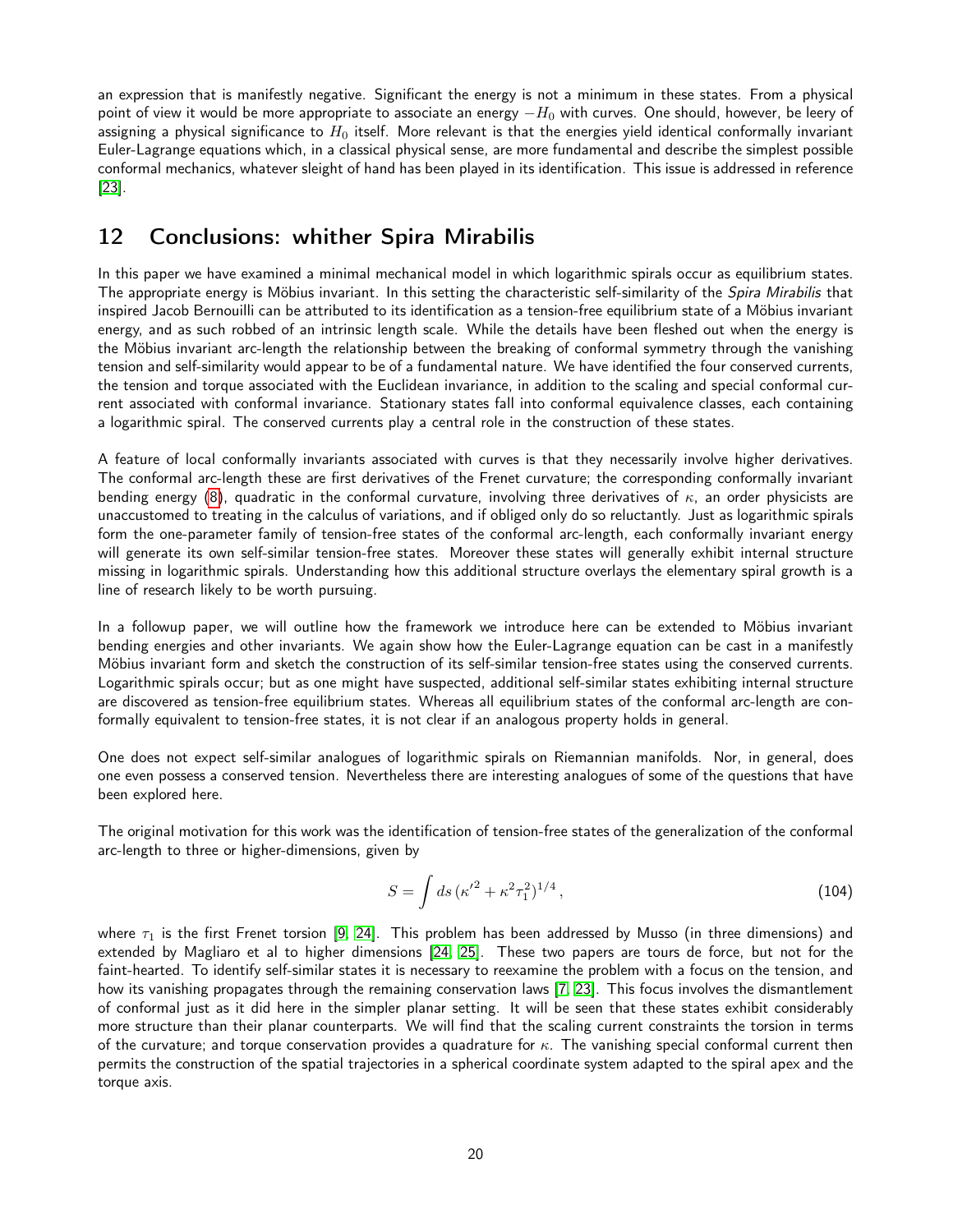an expression that is manifestly negative. Significant the energy is not a minimum in these states. From a physical point of view it would be more appropriate to associate an energy $-H_0$ with curves. One should, however, be leery of assigning a physical significance to $H_0$ itself. More relevant is that the energies yield identical conformally invariant Euler-Lagrange equations which, in a classical physical sense, are more fundamental and describe the simplest possible conformal mechanics, whatever sleight of hand has been played in its identification. This issue is addressed in reference [23].

## 12 Conclusions: whither Spira Mirabilis

In this paper we have examined a minimal mechanical model in which logarithmic spirals occur as equilibrium states. The appropriate energy is Möbius invariant. In this setting the characteristic self-similarity of the *Spira Mirabilis* that inspired Jacob Bernouilli can be attributed to its identification as a tension-free equilibrium state of a Möbius invariant energy, and as such robbed of an intrinsic length scale. While the details have been fleshed out when the energy is the Möbius invariant arc-length the relationship between the breaking of conformal symmetry through the vanishing tension and self-similarity would appear to be of a fundamental nature. We have identified the four conserved currents, the tension and torque associated with the Euclidean invariance, in addition to the scaling and special conformal current associated with conformal invariance. Stationary states fall into conformal equivalence classes, each containing a logarithmic spiral. The conserved currents play a central role in the construction of these states.

A feature of local conformally invariants associated with curves is that they necessarily involve higher derivatives. The conformal arc-length these are first derivatives of the Frenet curvature; the corresponding conformally invariant bending energy (8), quadratic in the conformal curvature, involving three derivatives of $\kappa$, an order physicists are unaccustomed to treating in the calculus of variations, and if obliged only do so reluctantly. Just as logarithmic spirals form the one-parameter family of tension-free states of the conformal arc-length, each conformally invariant energy will generate its own self-similar tension-free states. Moreover these states will generally exhibit internal structure missing in logarithmic spirals. Understanding how this additional structure overlays the elementary spiral growth is a line of research likely to be worth pursuing.

In a followup paper, we will outline how the framework we introduce here can be extended to Möbius invariant bending energies and other invariants. We again show how the Euler-Lagrange equation can be cast in a manifestly Möbius invariant form and sketch the construction of its self-similar tension-free states using the conserved currents. Logarithmic spirals occur; but as one might have suspected, additional self-similar states exhibiting internal structure are discovered as tension-free equilibrium states. Whereas all equilibrium states of the conformal arc-length are conformally equivalent to tension-free states, it is not clear if an analogous property holds in general.

One does not expect self-similar analogues of logarithmic spirals on Riemannian manifolds. Nor, in general, does one even possess a conserved tension. Nevertheless there are interesting analogues of some of the questions that have been explored here.

The original motivation for this work was the identification of tension-free states of the generalization of the conformal arc-length to three or higher-dimensions, given by

$$S = \int ds \, (\kappa'^2 + \kappa^2 \tau_1^2)^{1/4} \,, \tag{104}$$

where $\tau_1$ is the first Frenet torsion [9, 24]. This problem has been addressed by Musso (in three dimensions) and extended by Magliaro et al to higher dimensions [24, 25]. These two papers are tours de force, but not for the faint-hearted. To identify self-similar states it is necessary to reexamine the problem with a focus on the tension, and how its vanishing propagates through the remaining conservation laws [7, 23]. This focus involves the dismantlement of conformal just as it did here in the simpler planar setting. It will be seen that these states exhibit considerably more structure than their planar counterparts. We will find that the scaling current constraints the torsion in terms of the curvature; and torque conservation provides a quadrature for $\kappa$. The vanishing special conformal current then permits the construction of the spatial trajectories in a spherical coordinate system adapted to the spiral apex and the torque axis.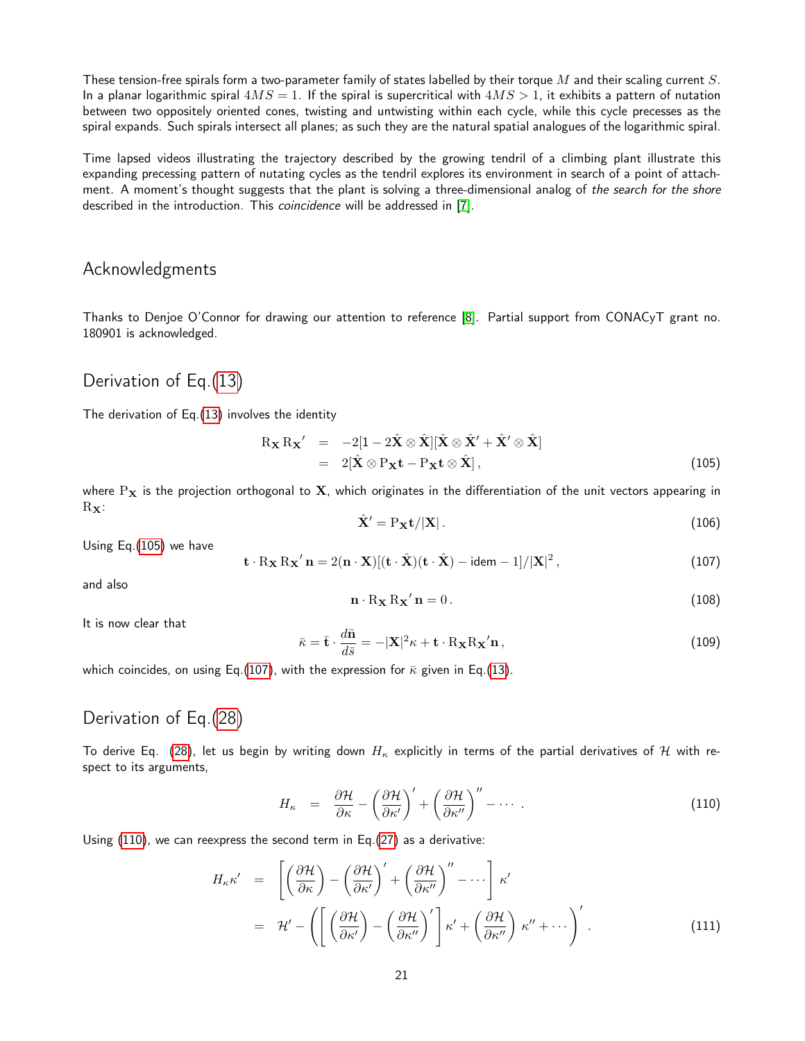These tension-free spirals form a two-parameter family of states labelled by their torque $M$ and their scaling current $S$. In a planar logarithmic spiral $4MS = 1$. If the spiral is supercritical with $4MS > 1$, it exhibits a pattern of nutation between two oppositely oriented cones, twisting and untwisting within each cycle, while this cycle precesses as the spiral expands. Such spirals intersect all planes; as such they are the natural spatial analogues of the logarithmic spiral.

Time lapsed videos illustrating the trajectory described by the growing tendril of a climbing plant illustrate this expanding precessing pattern of nutating cycles as the tendril explores its environment in search of a point of attachment. A moment's thought suggests that the plant is solving a three-dimensional analog of *the search for the shore* described in the introduction. This *coincidence* will be addressed in [7].

## Acknowledgments

Thanks to Denjoe O'Connor for drawing our attention to reference [8]. Partial support from CONACyT grant no. 180901 is acknowledged.

## Derivation of Eq.(13)

The derivation of Eq.(13) involves the identity

$$
\begin{aligned}
\mathrm{R}_{\mathbf{X}}\,\mathrm{R}_{\mathbf{X}}{}' &= -2[1 - 2\hat{\mathbf{X}}\otimes\hat{\mathbf{X}}][\hat{\mathbf{X}}\otimes\hat{\mathbf{X}}' + \hat{\mathbf{X}}'\otimes\hat{\mathbf{X}}] \\
&= 2[\hat{\mathbf{X}}\otimes \mathrm{P}_{\mathbf{X}}\mathbf{t} - \mathrm{P}_{\mathbf{X}}\mathbf{t}\otimes\hat{\mathbf{X}}]\,,
\end{aligned}
\tag{105}
$$

where $\mathrm{P}_{\mathbf{X}}$ is the projection orthogonal to $\mathbf{X}$, which originates in the differentiation of the unit vectors appearing in $\mathrm{R}_{\mathbf{X}}$:

$$
\hat{\mathbf{X}}' = \mathrm{P}_{\mathbf{X}}\mathbf{t}/|\mathbf{X}|\,. \tag{106}
$$

Using Eq.(105) we have

$$
\mathbf{t}\cdot \mathrm{R}_{\mathbf{X}}\,\mathrm{R}_{\mathbf{X}}{}'\,\mathbf{n} = 2(\mathbf{n}\cdot\mathbf{X})[(\mathbf{t}\cdot\hat{\mathbf{X}})(\mathbf{t}\cdot\hat{\mathbf{X}}) - \text{idem} - 1]/|\mathbf{X}|^2\,, \tag{107}
$$

and also

$$
\mathbf{n}\cdot \mathrm{R}_{\mathbf{X}}\,\mathrm{R}_{\mathbf{X}}{}'\,\mathbf{n} = 0\,. \tag{108}
$$

It is now clear that

$$
\bar{\kappa} = \bar{\mathbf{t}}\cdot\frac{d\bar{\mathbf{n}}}{d\bar{s}} = -|\mathbf{X}|^2\kappa + \mathbf{t}\cdot \mathrm{R}_{\mathbf{X}}\mathrm{R}_{\mathbf{X}}{}'\mathbf{n}\,, \tag{109}
$$

which coincides, on using Eq.(107), with the expression for $\bar{\kappa}$ given in Eq.(13).

## Derivation of Eq.(28)

To derive Eq. (28), let us begin by writing down $H_\kappa$ explicitly in terms of the partial derivatives of $\mathcal{H}$ with respect to its arguments,

$$
H_\kappa = \frac{\partial\mathcal{H}}{\partial\kappa} - \left(\frac{\partial\mathcal{H}}{\partial\kappa'}\right)' + \left(\frac{\partial\mathcal{H}}{\partial\kappa''}\right)'' - \cdots\,. \tag{110}
$$

Using (110), we can reexpress the second term in Eq.(27) as a derivative:

$$
\begin{aligned}
H_\kappa\kappa' &= \left[\left(\frac{\partial\mathcal{H}}{\partial\kappa}\right) - \left(\frac{\partial\mathcal{H}}{\partial\kappa'}\right)' + \left(\frac{\partial\mathcal{H}}{\partial\kappa''}\right)'' - \cdots\right]\kappa' \\
&= \mathcal{H}' - \left(\left[\left(\frac{\partial\mathcal{H}}{\partial\kappa'}\right) - \left(\frac{\partial\mathcal{H}}{\partial\kappa''}\right)'\right]\kappa' + \left(\frac{\partial\mathcal{H}}{\partial\kappa''}\right)\kappa'' + \cdots\right)'\,.
\end{aligned}
\tag{111}
$$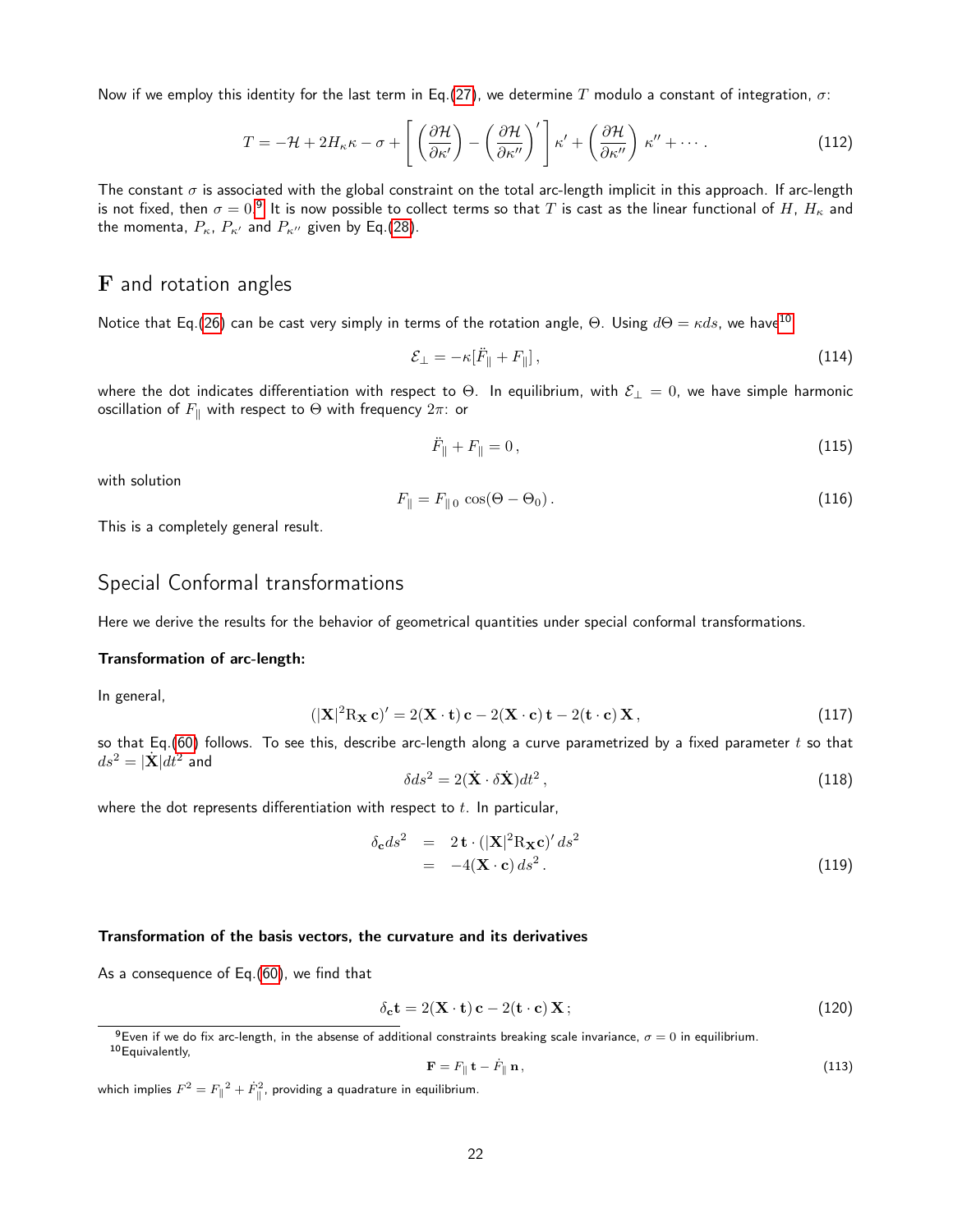Now if we employ this identity for the last term in Eq.(27), we determine $T$ modulo a constant of integration, $\sigma$:

$$T = -\mathcal{H} + 2H_\kappa \kappa - \sigma + \left[ \left(\frac{\partial \mathcal{H}}{\partial \kappa'}\right) - \left(\frac{\partial \mathcal{H}}{\partial \kappa''}\right)' \right] \kappa' + \left(\frac{\partial \mathcal{H}}{\partial \kappa''}\right) \kappa'' + \cdots . \tag{112}$$

The constant $\sigma$ is associated with the global constraint on the total arc-length implicit in this approach. If arc-length is not fixed, then $\sigma = 0$.[9] It is now possible to collect terms so that $T$ is cast as the linear functional of $H$, $H_\kappa$ and the momenta, $P_\kappa$, $P_{\kappa'}$ and $P_{\kappa''}$ given by Eq.(28).

## F and rotation angles

Notice that Eq.(26) can be cast very simply in terms of the rotation angle, $\Theta$. Using $d\Theta = \kappa ds$, we have[10]

$$\mathcal{E}_\perp = -\kappa[\ddot{F}_\| + F_\|] , \tag{114}$$

where the dot indicates differentiation with respect to $\Theta$. In equilibrium, with $\mathcal{E}_\perp = 0$, we have simple harmonic oscillation of $F_\|$ with respect to $\Theta$ with frequency $2\pi$: or

$$\ddot{F}_\| + F_\| = 0 , \tag{115}$$

with solution

$$F_\| = F_{\|\,0} \cos(\Theta - \Theta_0) . \tag{116}$$

This is a completely general result.

## Special Conformal transformations

Here we derive the results for the behavior of geometrical quantities under special conformal transformations.

**Transformation of arc-length:**

In general,

$$(|\mathbf{X}|^2 \mathrm{R}_{\mathbf{X}}\, \mathbf{c})' = 2(\mathbf{X}\cdot\mathbf{t})\,\mathbf{c} - 2(\mathbf{X}\cdot\mathbf{c})\,\mathbf{t} - 2(\mathbf{t}\cdot\mathbf{c})\,\mathbf{X} , \tag{117}$$

so that Eq.(60) follows. To see this, describe arc-length along a curve parametrized by a fixed parameter $t$ so that $ds^2 = |\dot{\mathbf{X}}| dt^2$ and

$$\delta ds^2 = 2(\dot{\mathbf{X}} \cdot \delta\dot{\mathbf{X}}) dt^2 , \tag{118}$$

where the dot represents differentiation with respect to $t$. In particular,

$$\begin{aligned} \delta_{\mathbf{c}} ds^2 &= 2\,\mathbf{t}\cdot(|\mathbf{X}|^2 \mathrm{R}_{\mathbf{X}}\mathbf{c})'\, ds^2 \\ &= -4(\mathbf{X}\cdot\mathbf{c})\, ds^2 . \end{aligned} \tag{119}$$

**Transformation of the basis vectors, the curvature and its derivatives**

As a consequence of Eq.(60), we find that

$$\delta_{\mathbf{c}} \mathbf{t} = 2(\mathbf{X}\cdot\mathbf{t})\,\mathbf{c} - 2(\mathbf{t}\cdot\mathbf{c})\,\mathbf{X} ; \tag{120}$$

[9] Even if we do fix arc-length, in the absense of additional constraints breaking scale invariance, $\sigma = 0$ in equilibrium.

[10] Equivalently,

$$\mathbf{F} = F_\|\,\mathbf{t} - \dot{F}_\|\,\mathbf{n} , \tag{113}$$

which implies $F^2 = {F_\|}^2 + \dot{F}_\|^2$, providing a quadrature in equilibrium.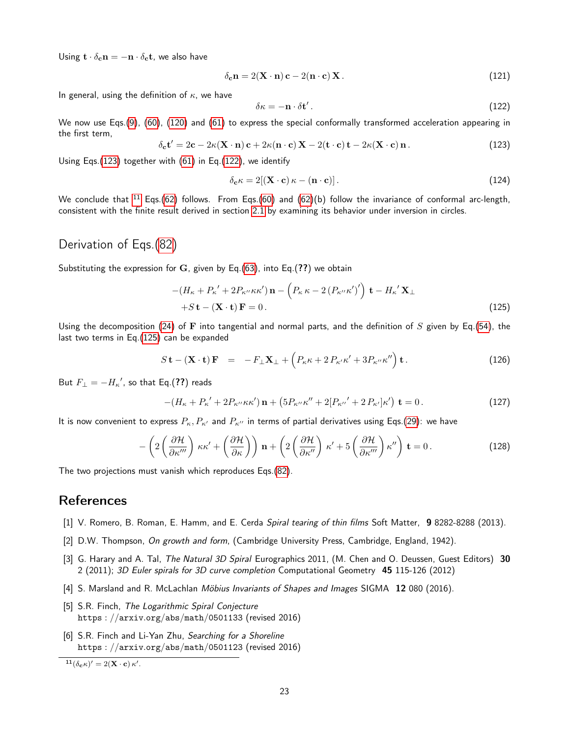Using $\mathbf{t}\cdot\delta_{\mathbf{c}}\mathbf{n} = -\mathbf{n}\cdot\delta_{\mathbf{c}}\mathbf{t}$, we also have

$$\delta_{\mathbf{c}}\mathbf{n} = 2(\mathbf{X}\cdot\mathbf{n})\,\mathbf{c} - 2(\mathbf{n}\cdot\mathbf{c})\,\mathbf{X}\,. \tag{121}$$

In general, using the definition of $\kappa$, we have

$$\delta\kappa = -\mathbf{n}\cdot\delta\mathbf{t}'\,. \tag{122}$$

We now use Eqs.(9), (60), (120) and (61) to express the special conformally transformed acceleration appearing in the first term,

$$\delta_{\mathbf{c}}\mathbf{t}' = 2\mathbf{c} - 2\kappa(\mathbf{X}\cdot\mathbf{n})\,\mathbf{c} + 2\kappa(\mathbf{n}\cdot\mathbf{c})\,\mathbf{X} - 2(\mathbf{t}\cdot\mathbf{c})\,\mathbf{t} - 2\kappa(\mathbf{X}\cdot\mathbf{c})\,\mathbf{n}\,. \tag{123}$$

Using Eqs.(123) together with (61) in Eq.(122), we identify

$$\delta_{\mathbf{c}}\kappa = 2[(\mathbf{X}\cdot\mathbf{c})\,\kappa - (\mathbf{n}\cdot\mathbf{c})]\,. \tag{124}$$

We conclude that [11] Eqs.(62) follows. From Eqs.(60) and (62)(b) follow the invariance of conformal arc-length, consistent with the finite result derived in section 2.1 by examining its behavior under inversion in circles.

## Derivation of Eqs.(82)

Substituting the expression for $\mathbf{G}$, given by Eq.(63), into Eq.(**??**) we obtain

$$\begin{aligned}
&-(H_\kappa + {P_\kappa}' + 2P_{\kappa''}\kappa\kappa')\,\mathbf{n} - \left(P_\kappa\,\kappa - 2\,(P_{\kappa''}\kappa')'\right)\,\mathbf{t} - {H_\kappa}'\,\mathbf{X}_\perp \\
&+S\,\mathbf{t} - (\mathbf{X}\cdot\mathbf{t})\,\mathbf{F} = 0\,.
\end{aligned} \tag{125}$$

Using the decomposition (24) of $\mathbf{F}$ into tangential and normal parts, and the definition of $S$ given by Eq.(54), the last two terms in Eq.(125) can be expanded

$$S\,\mathbf{t} - (\mathbf{X}\cdot\mathbf{t})\,\mathbf{F} \;\;=\;\; -F_\perp\mathbf{X}_\perp + \left(P_\kappa\kappa + 2\,P_{\kappa'}\kappa' + 3P_{\kappa''}\kappa''\right)\mathbf{t}\,. \tag{126}$$

But $F_\perp = -{H_\kappa}'$, so that Eq.(**??**) reads

$$-(H_\kappa + {P_\kappa}' + 2P_{\kappa''}\kappa\kappa')\,\mathbf{n} + \left(5P_{\kappa''}\kappa'' + 2[{P_{\kappa''}}' + 2\,P_{\kappa'}]\kappa'\right)\,\mathbf{t} = 0\,. \tag{127}$$

It is now convenient to express $P_\kappa, P_{\kappa'}$ and $P_{\kappa''}$ in terms of partial derivatives using Eqs.(29): we have

$$-\left(2\left(\frac{\partial\mathcal{H}}{\partial\kappa'''}\right)\,\kappa\kappa' + \left(\frac{\partial\mathcal{H}}{\partial\kappa}\right)\right)\,\mathbf{n} + \left(2\left(\frac{\partial\mathcal{H}}{\partial\kappa''}\right)\,\kappa' + 5\left(\frac{\partial\mathcal{H}}{\partial\kappa'''}\right)\kappa''\right)\,\mathbf{t} = 0\,. \tag{128}$$

The two projections must vanish which reproduces Eqs.(82).

## References

[1] V. Romero, B. Roman, E. Hamm, and E. Cerda *Spiral tearing of thin films* Soft Matter, **9** 8282-8288 (2013).

[2] D.W. Thompson, *On growth and form*, (Cambridge University Press, Cambridge, England, 1942).

[3] G. Harary and A. Tal, *The Natural 3D Spiral* Eurographics 2011, (M. Chen and O. Deussen, Guest Editors) **30** 2 (2011); *3D Euler spirals for 3D curve completion* Computational Geometry **45** 115-126 (2012)

[4] S. Marsland and R. McLachlan *Möbius Invariants of Shapes and Images* SIGMA **12** 080 (2016).

[5] S.R. Finch, *The Logarithmic Spiral Conjecture*
https://arxiv.org/abs/math/0501133 (revised 2016)

[6] S.R. Finch and Li-Yan Zhu, *Searching for a Shoreline*
https://arxiv.org/abs/math/0501123 (revised 2016)

[11] $(\delta_{\mathbf{c}}\kappa)' = 2(\mathbf{X}\cdot\mathbf{c})\,\kappa'$.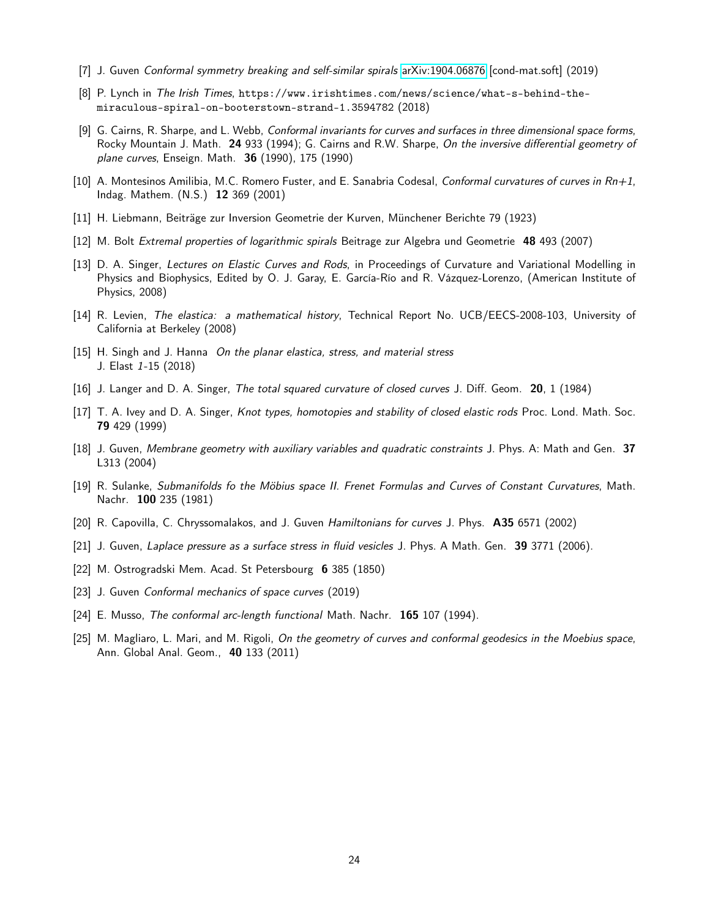[7] J. Guven *Conformal symmetry breaking and self-similar spirals* arXiv:1904.06876 [cond-mat.soft] (2019)

[8] P. Lynch in *The Irish Times*, https://www.irishtimes.com/news/science/what-s-behind-the-miraculous-spiral-on-booterstown-strand-1.3594782 (2018)

[9] G. Cairns, R. Sharpe, and L. Webb, *Conformal invariants for curves and surfaces in three dimensional space forms*, Rocky Mountain J. Math. **24** 933 (1994); G. Cairns and R.W. Sharpe, *On the inversive differential geometry of plane curves*, Enseign. Math. **36** (1990), 175 (1990)

[10] A. Montesinos Amilibia, M.C. Romero Fuster, and E. Sanabria Codesal, *Conformal curvatures of curves in Rn+1*, Indag. Mathem. (N.S.) **12** 369 (2001)

[11] H. Liebmann, Beiträge zur Inversion Geometrie der Kurven, Münchener Berichte 79 (1923)

[12] M. Bolt *Extremal properties of logarithmic spirals* Beitrage zur Algebra und Geometrie **48** 493 (2007)

[13] D. A. Singer, *Lectures on Elastic Curves and Rods*, in Proceedings of Curvature and Variational Modelling in Physics and Biophysics, Edited by O. J. Garay, E. García-Río and R. Vázquez-Lorenzo, (American Institute of Physics, 2008)

[14] R. Levien, *The elastica: a mathematical history*, Technical Report No. UCB/EECS-2008-103, University of California at Berkeley (2008)

[15] H. Singh and J. Hanna *On the planar elastica, stress, and material stress* J. Elast *1*-15 (2018)

[16] J. Langer and D. A. Singer, *The total squared curvature of closed curves* J. Diff. Geom. **20**, 1 (1984)

[17] T. A. Ivey and D. A. Singer, *Knot types, homotopies and stability of closed elastic rods* Proc. Lond. Math. Soc. **79** 429 (1999)

[18] J. Guven, *Membrane geometry with auxiliary variables and quadratic constraints* J. Phys. A: Math and Gen. **37** L313 (2004)

[19] R. Sulanke, *Submanifolds fo the Möbius space II. Frenet Formulas and Curves of Constant Curvatures*, Math. Nachr. **100** 235 (1981)

[20] R. Capovilla, C. Chryssomalakos, and J. Guven *Hamiltonians for curves* J. Phys. **A35** 6571 (2002)

[21] J. Guven, *Laplace pressure as a surface stress in fluid vesicles* J. Phys. A Math. Gen. **39** 3771 (2006).

[22] M. Ostrogradski Mem. Acad. St Petersbourg **6** 385 (1850)

[23] J. Guven *Conformal mechanics of space curves* (2019)

[24] E. Musso, *The conformal arc-length functional* Math. Nachr. **165** 107 (1994).

[25] M. Magliaro, L. Mari, and M. Rigoli, *On the geometry of curves and conformal geodesics in the Moebius space*, Ann. Global Anal. Geom., **40** 133 (2011)